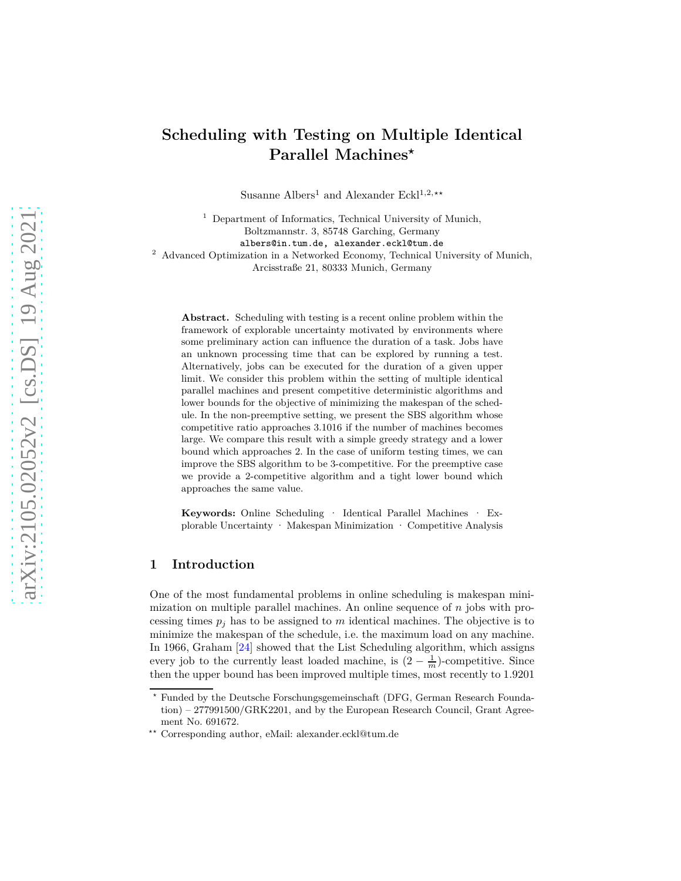# Scheduling with Testing on Multiple Identical Parallel Machines*

Susanne Albers[1] and Alexander Eckl[1,2,**]

[1] Department of Informatics, Technical University of Munich, Boltzmannstr. 3, 85748 Garching, Germany
albers@in.tum.de, alexander.eckl@tum.de

[2] Advanced Optimization in a Networked Economy, Technical University of Munich, Arcisstraße 21, 80333 Munich, Germany

**Abstract.** Scheduling with testing is a recent online problem within the framework of explorable uncertainty motivated by environments where some preliminary action can influence the duration of a task. Jobs have an unknown processing time that can be explored by running a test. Alternatively, jobs can be executed for the duration of a given upper limit. We consider this problem within the setting of multiple identical parallel machines and present competitive deterministic algorithms and lower bounds for the objective of minimizing the makespan of the schedule. In the non-preemptive setting, we present the SBS algorithm whose competitive ratio approaches 3.1016 if the number of machines becomes large. We compare this result with a simple greedy strategy and a lower bound which approaches 2. In the case of uniform testing times, we can improve the SBS algorithm to be 3-competitive. For the preemptive case we provide a 2-competitive algorithm and a tight lower bound which approaches the same value.

**Keywords:** Online Scheduling · Identical Parallel Machines · Explorable Uncertainty · Makespan Minimization · Competitive Analysis

## 1 Introduction

One of the most fundamental problems in online scheduling is makespan minimization on multiple parallel machines. An online sequence of $n$ jobs with processing times $p_j$ has to be assigned to $m$ identical machines. The objective is to minimize the makespan of the schedule, i.e. the maximum load on any machine. In 1966, Graham [24] showed that the List Scheduling algorithm, which assigns every job to the currently least loaded machine, is $(2 - \frac{1}{m})$-competitive. Since then the upper bound has been improved multiple times, most recently to 1.9201

* Funded by the Deutsche Forschungsgemeinschaft (DFG, German Research Foundation) – 277991500/GRK2201, and by the European Research Council, Grant Agreement No. 691672.

** Corresponding author, eMail: alexander.eckl@tum.de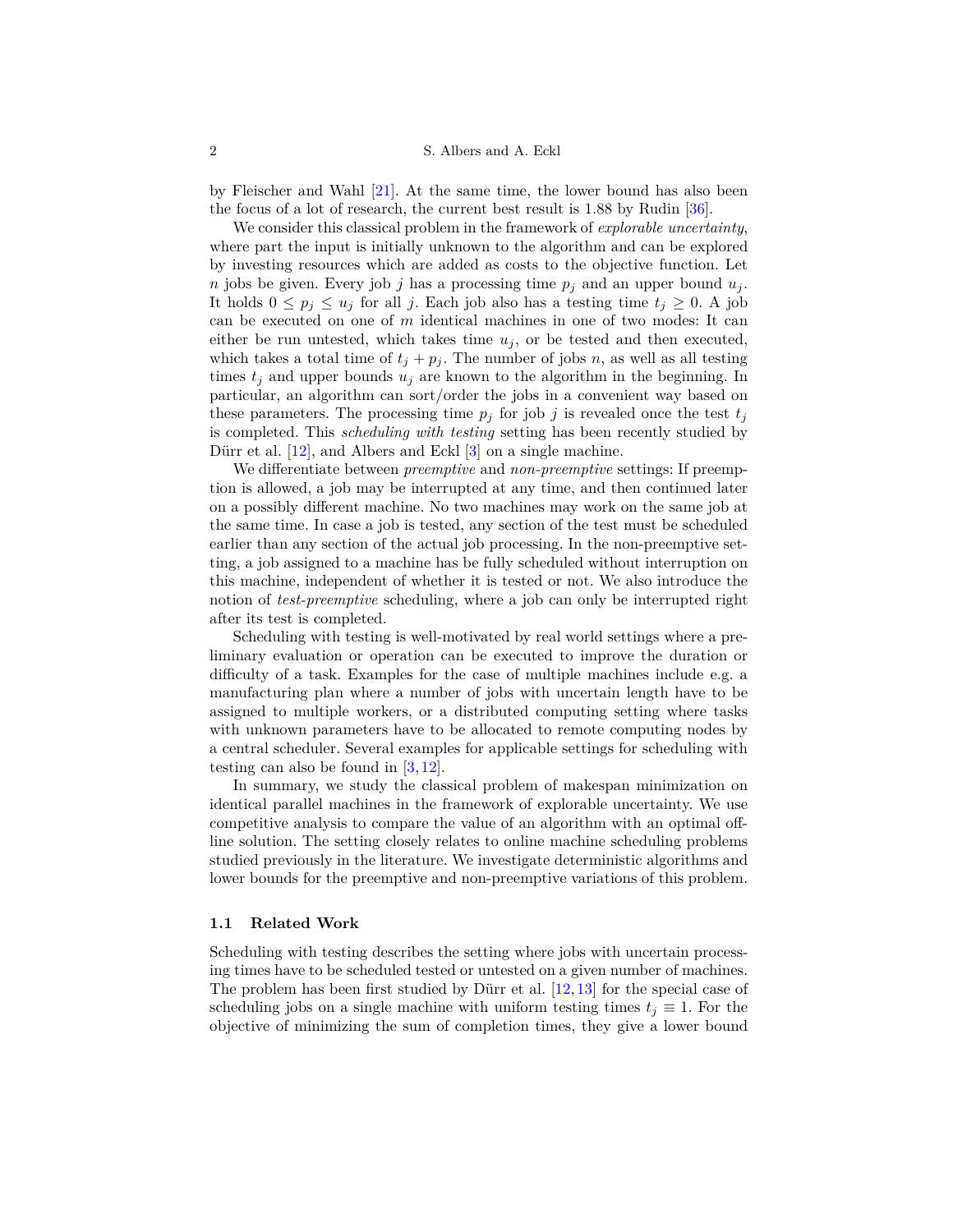by Fleischer and Wahl [21]. At the same time, the lower bound has also been the focus of a lot of research, the current best result is 1.88 by Rudin [36].

We consider this classical problem in the framework of *explorable uncertainty*, where part the input is initially unknown to the algorithm and can be explored by investing resources which are added as costs to the objective function. Let $n$ jobs be given. Every job $j$ has a processing time $p_j$ and an upper bound $u_j$. It holds $0 \leq p_j \leq u_j$ for all $j$. Each job also has a testing time $t_j \geq 0$. A job can be executed on one of $m$ identical machines in one of two modes: It can either be run untested, which takes time $u_j$, or be tested and then executed, which takes a total time of $t_j + p_j$. The number of jobs $n$, as well as all testing times $t_j$ and upper bounds $u_j$ are known to the algorithm in the beginning. In particular, an algorithm can sort/order the jobs in a convenient way based on these parameters. The processing time $p_j$ for job $j$ is revealed once the test $t_j$ is completed. This *scheduling with testing* setting has been recently studied by Dürr et al. [12], and Albers and Eckl [3] on a single machine.

We differentiate between *preemptive* and *non-preemptive* settings: If preemption is allowed, a job may be interrupted at any time, and then continued later on a possibly different machine. No two machines may work on the same job at the same time. In case a job is tested, any section of the test must be scheduled earlier than any section of the actual job processing. In the non-preemptive setting, a job assigned to a machine has be fully scheduled without interruption on this machine, independent of whether it is tested or not. We also introduce the notion of *test-preemptive* scheduling, where a job can only be interrupted right after its test is completed.

Scheduling with testing is well-motivated by real world settings where a preliminary evaluation or operation can be executed to improve the duration or difficulty of a task. Examples for the case of multiple machines include e.g. a manufacturing plan where a number of jobs with uncertain length have to be assigned to multiple workers, or a distributed computing setting where tasks with unknown parameters have to be allocated to remote computing nodes by a central scheduler. Several examples for applicable settings for scheduling with testing can also be found in [3, 12].

In summary, we study the classical problem of makespan minimization on identical parallel machines in the framework of explorable uncertainty. We use competitive analysis to compare the value of an algorithm with an optimal offline solution. The setting closely relates to online machine scheduling problems studied previously in the literature. We investigate deterministic algorithms and lower bounds for the preemptive and non-preemptive variations of this problem.

### 1.1 Related Work

Scheduling with testing describes the setting where jobs with uncertain processing times have to be scheduled tested or untested on a given number of machines. The problem has been first studied by Dürr et al. [12, 13] for the special case of scheduling jobs on a single machine with uniform testing times $t_j \equiv 1$. For the objective of minimizing the sum of completion times, they give a lower bound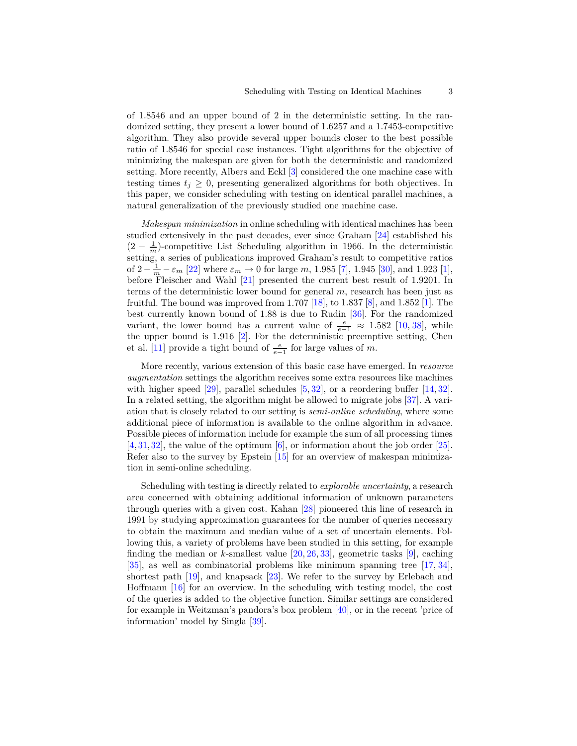of 1.8546 and an upper bound of 2 in the deterministic setting. In the randomized setting, they present a lower bound of 1.6257 and a 1.7453-competitive algorithm. They also provide several upper bounds closer to the best possible ratio of 1.8546 for special case instances. Tight algorithms for the objective of minimizing the makespan are given for both the deterministic and randomized setting. More recently, Albers and Eckl [3] considered the one machine case with testing times $t_j \geq 0$, presenting generalized algorithms for both objectives. In this paper, we consider scheduling with testing on identical parallel machines, a natural generalization of the previously studied one machine case.

*Makespan minimization* in online scheduling with identical machines has been studied extensively in the past decades, ever since Graham [24] established his $(2 - \frac{1}{m})$-competitive List Scheduling algorithm in 1966. In the deterministic setting, a series of publications improved Graham's result to competitive ratios of $2 - \frac{1}{m} - \varepsilon_m$ [22] where $\varepsilon_m \to 0$ for large $m$, 1.985 [7], 1.945 [30], and 1.923 [1], before Fleischer and Wahl [21] presented the current best result of 1.9201. In terms of the deterministic lower bound for general $m$, research has been just as fruitful. The bound was improved from 1.707 [18], to 1.837 [8], and 1.852 [1]. The best currently known bound of 1.88 is due to Rudin [36]. For the randomized variant, the lower bound has a current value of $\frac{e}{e-1} \approx 1.582$ [10, 38], while the upper bound is 1.916 [2]. For the deterministic preemptive setting, Chen et al. [11] provide a tight bound of $\frac{e}{e-1}$ for large values of $m$.

More recently, various extension of this basic case have emerged. In *resource augmentation* settings the algorithm receives some extra resources like machines with higher speed [29], parallel schedules [5, 32], or a reordering buffer [14, 32]. In a related setting, the algorithm might be allowed to migrate jobs [37]. A variation that is closely related to our setting is *semi-online scheduling*, where some additional piece of information is available to the online algorithm in advance. Possible pieces of information include for example the sum of all processing times [4, 31, 32], the value of the optimum [6], or information about the job order [25]. Refer also to the survey by Epstein [15] for an overview of makespan minimization in semi-online scheduling.

Scheduling with testing is directly related to *explorable uncertainty*, a research area concerned with obtaining additional information of unknown parameters through queries with a given cost. Kahan [28] pioneered this line of research in 1991 by studying approximation guarantees for the number of queries necessary to obtain the maximum and median value of a set of uncertain elements. Following this, a variety of problems have been studied in this setting, for example finding the median or $k$-smallest value [20, 26, 33], geometric tasks [9], caching [35], as well as combinatorial problems like minimum spanning tree [17, 34], shortest path [19], and knapsack [23]. We refer to the survey by Erlebach and Hoffmann [16] for an overview. In the scheduling with testing model, the cost of the queries is added to the objective function. Similar settings are considered for example in Weitzman's pandora's box problem [40], or in the recent 'price of information' model by Singla [39].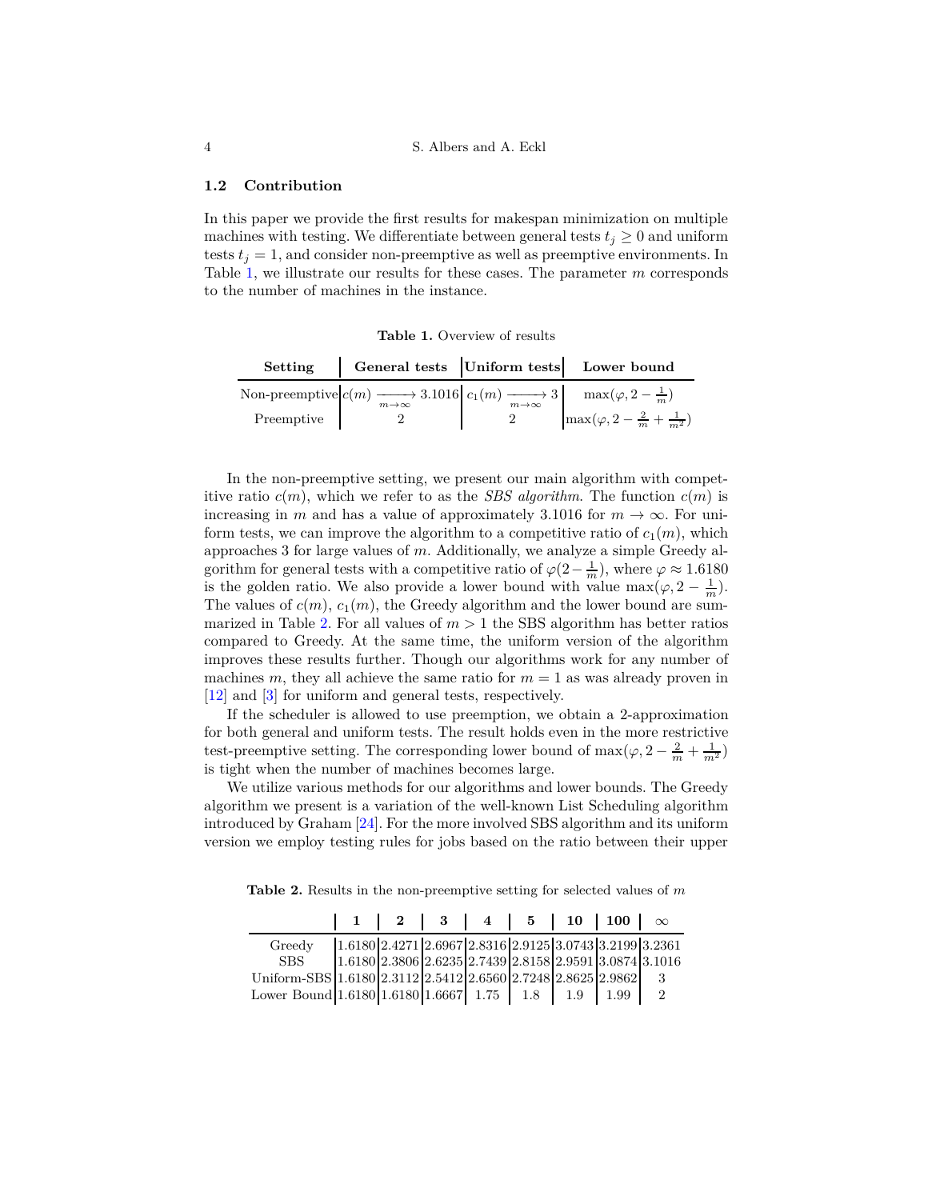### 1.2 Contribution

In this paper we provide the first results for makespan minimization on multiple machines with testing. We differentiate between general tests $t_j \geq 0$ and uniform tests $t_j = 1$, and consider non-preemptive as well as preemptive environments. In Table 1, we illustrate our results for these cases. The parameter $m$ corresponds to the number of machines in the instance.

**Table 1.** Overview of results

| Setting | General tests | Uniform tests | Lower bound |
|---|---|---|---|
| Non-preemptive | $c(m) \xrightarrow[m\to\infty]{} 3.1016$ | $c_1(m) \xrightarrow[m\to\infty]{} 3$ | $\max(\varphi, 2 - \frac{1}{m})$ |
| Preemptive | 2 | 2 | $\max(\varphi, 2 - \frac{2}{m} + \frac{1}{m^2})$ |

In the non-preemptive setting, we present our main algorithm with competitive ratio $c(m)$, which we refer to as the *SBS algorithm*. The function $c(m)$ is increasing in $m$ and has a value of approximately 3.1016 for $m \to \infty$. For uniform tests, we can improve the algorithm to a competitive ratio of $c_1(m)$, which approaches 3 for large values of $m$. Additionally, we analyze a simple Greedy algorithm for general tests with a competitive ratio of $\varphi(2 - \frac{1}{m})$, where $\varphi \approx 1.6180$ is the golden ratio. We also provide a lower bound with value $\max(\varphi, 2 - \frac{1}{m})$. The values of $c(m)$, $c_1(m)$, the Greedy algorithm and the lower bound are summarized in Table 2. For all values of $m > 1$ the SBS algorithm has better ratios compared to Greedy. At the same time, the uniform version of the algorithm improves these results further. Though our algorithms work for any number of machines $m$, they all achieve the same ratio for $m = 1$ as was already proven in [12] and [3] for uniform and general tests, respectively.

If the scheduler is allowed to use preemption, we obtain a 2-approximation for both general and uniform tests. The result holds even in the more restrictive test-preemptive setting. The corresponding lower bound of $\max(\varphi, 2 - \frac{2}{m} + \frac{1}{m^2})$ is tight when the number of machines becomes large.

We utilize various methods for our algorithms and lower bounds. The Greedy algorithm we present is a variation of the well-known List Scheduling algorithm introduced by Graham [24]. For the more involved SBS algorithm and its uniform version we employ testing rules for jobs based on the ratio between their upper

**Table 2.** Results in the non-preemptive setting for selected values of $m$

| | 1 | 2 | 3 | 4 | 5 | 10 | 100 | $\infty$ |
|---|---|---|---|---|---|---|---|---|
| Greedy | 1.6180 | 2.4271 | 2.6967 | 2.8316 | 2.9125 | 3.0743 | 3.2199 | 3.2361 |
| SBS | 1.6180 | 2.3806 | 2.6235 | 2.7439 | 2.8158 | 2.9591 | 3.0874 | 3.1016 |
| Uniform-SBS | 1.6180 | 2.3112 | 2.5412 | 2.6560 | 2.7248 | 2.8625 | 2.9862 | 3 |
| Lower Bound | 1.6180 | 1.6180 | 1.6667 | 1.75 | 1.8 | 1.9 | 1.99 | 2 |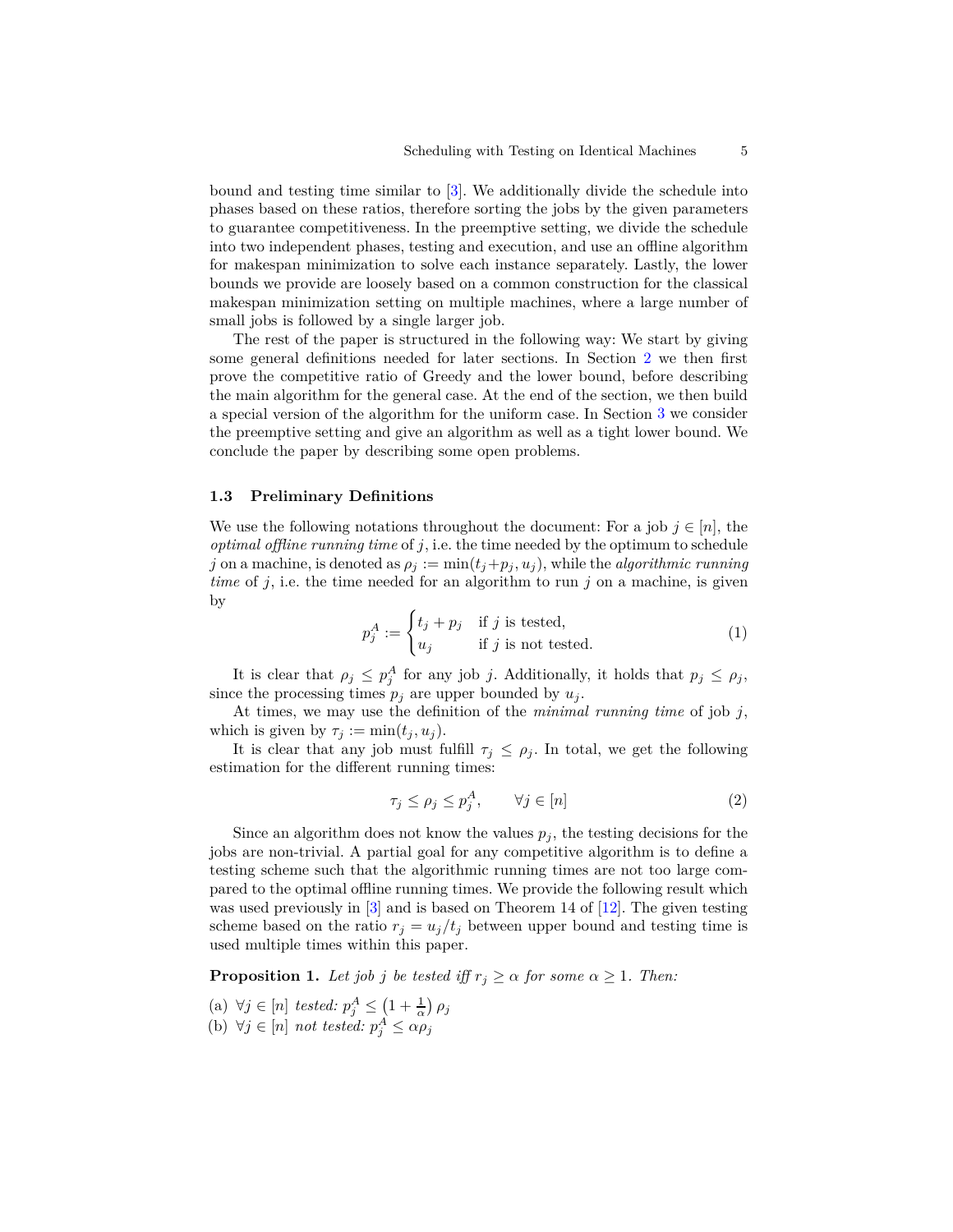bound and testing time similar to [3]. We additionally divide the schedule into phases based on these ratios, therefore sorting the jobs by the given parameters to guarantee competitiveness. In the preemptive setting, we divide the schedule into two independent phases, testing and execution, and use an offline algorithm for makespan minimization to solve each instance separately. Lastly, the lower bounds we provide are loosely based on a common construction for the classical makespan minimization setting on multiple machines, where a large number of small jobs is followed by a single larger job.

The rest of the paper is structured in the following way: We start by giving some general definitions needed for later sections. In Section 2 we then first prove the competitive ratio of Greedy and the lower bound, before describing the main algorithm for the general case. At the end of the section, we then build a special version of the algorithm for the uniform case. In Section 3 we consider the preemptive setting and give an algorithm as well as a tight lower bound. We conclude the paper by describing some open problems.

### 1.3 Preliminary Definitions

We use the following notations throughout the document: For a job $j \in [n]$, the *optimal offline running time* of $j$, i.e. the time needed by the optimum to schedule $j$ on a machine, is denoted as $\rho_j := \min(t_j + p_j, u_j)$, while the *algorithmic running time* of $j$, i.e. the time needed for an algorithm to run $j$ on a machine, is given by

$$p_j^A := \begin{cases} t_j + p_j & \text{if } j \text{ is tested,} \\ u_j & \text{if } j \text{ is not tested.} \end{cases} \tag{1}$$

It is clear that $\rho_j \leq p_j^A$ for any job $j$. Additionally, it holds that $p_j \leq \rho_j$, since the processing times $p_j$ are upper bounded by $u_j$.

At times, we may use the definition of the *minimal running time* of job $j$, which is given by $\tau_j := \min(t_j, u_j)$.

It is clear that any job must fulfill $\tau_j \leq \rho_j$. In total, we get the following estimation for the different running times:

$$\tau_j \leq \rho_j \leq p_j^A, \qquad \forall j \in [n] \tag{2}$$

Since an algorithm does not know the values $p_j$, the testing decisions for the jobs are non-trivial. A partial goal for any competitive algorithm is to define a testing scheme such that the algorithmic running times are not too large compared to the optimal offline running times. We provide the following result which was used previously in [3] and is based on Theorem 14 of [12]. The given testing scheme based on the ratio $r_j = u_j/t_j$ between upper bound and testing time is used multiple times within this paper.

**Proposition 1.** *Let job $j$ be tested iff $r_j \geq \alpha$ for some $\alpha \geq 1$. Then:*

(a) $\forall j \in [n]$ *tested:* $p_j^A \leq \left(1 + \frac{1}{\alpha}\right) \rho_j$

(b) $\forall j \in [n]$ *not tested:* $p_j^A \leq \alpha \rho_j$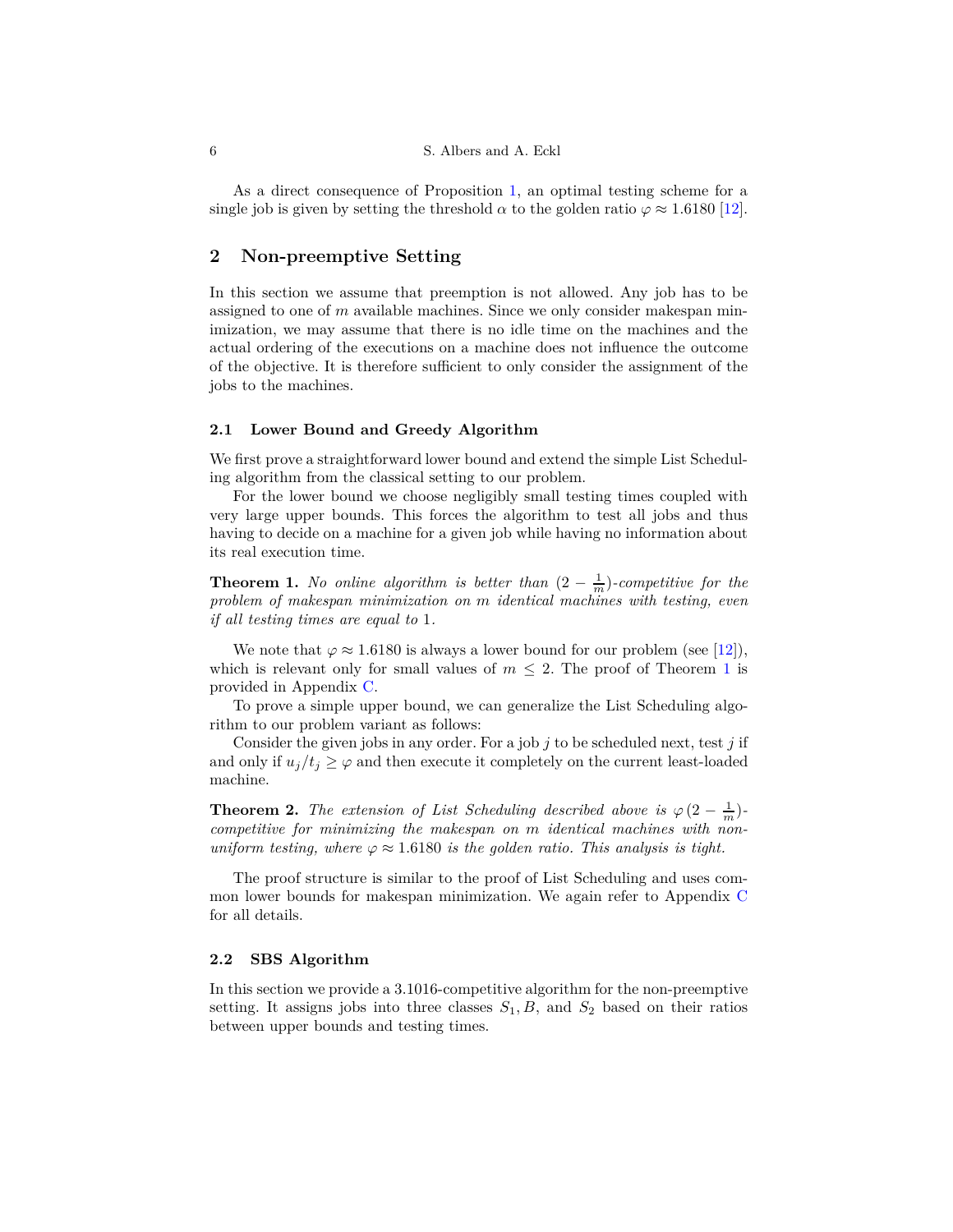As a direct consequence of Proposition 1, an optimal testing scheme for a single job is given by setting the threshold $\alpha$ to the golden ratio $\varphi \approx 1.6180$ [12].

## 2 Non-preemptive Setting

In this section we assume that preemption is not allowed. Any job has to be assigned to one of $m$ available machines. Since we only consider makespan minimization, we may assume that there is no idle time on the machines and the actual ordering of the executions on a machine does not influence the outcome of the objective. It is therefore sufficient to only consider the assignment of the jobs to the machines.

### 2.1 Lower Bound and Greedy Algorithm

We first prove a straightforward lower bound and extend the simple List Scheduling algorithm from the classical setting to our problem.

For the lower bound we choose negligibly small testing times coupled with very large upper bounds. This forces the algorithm to test all jobs and thus having to decide on a machine for a given job while having no information about its real execution time.

**Theorem 1.** *No online algorithm is better than $(2 - \frac{1}{m})$-competitive for the problem of makespan minimization on $m$ identical machines with testing, even if all testing times are equal to* 1.

We note that $\varphi \approx 1.6180$ is always a lower bound for our problem (see [12]), which is relevant only for small values of $m \leq 2$. The proof of Theorem 1 is provided in Appendix C.

To prove a simple upper bound, we can generalize the List Scheduling algorithm to our problem variant as follows:

Consider the given jobs in any order. For a job $j$ to be scheduled next, test $j$ if and only if $u_j/t_j \geq \varphi$ and then execute it completely on the current least-loaded machine.

**Theorem 2.** *The extension of List Scheduling described above is $\varphi(2 - \frac{1}{m})$-competitive for minimizing the makespan on $m$ identical machines with non-uniform testing, where $\varphi \approx 1.6180$ is the golden ratio. This analysis is tight.*

The proof structure is similar to the proof of List Scheduling and uses common lower bounds for makespan minimization. We again refer to Appendix C for all details.

### 2.2 SBS Algorithm

In this section we provide a 3.1016-competitive algorithm for the non-preemptive setting. It assigns jobs into three classes $S_1, B$, and $S_2$ based on their ratios between upper bounds and testing times.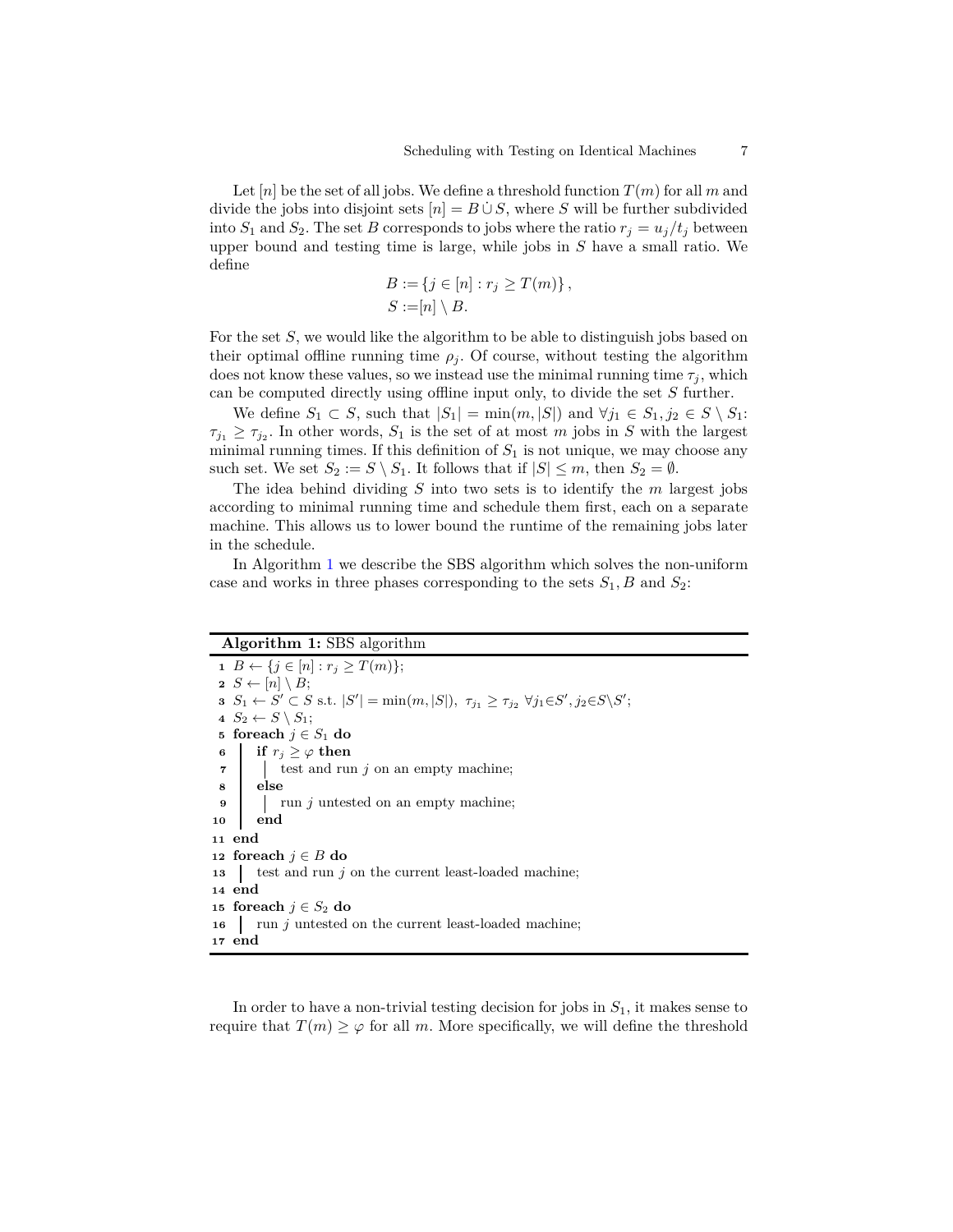Let $[n]$ be the set of all jobs. We define a threshold function $T(m)$ for all $m$ and divide the jobs into disjoint sets $[n] = B \,\dot\cup\, S$, where $S$ will be further subdivided into $S_1$ and $S_2$. The set $B$ corresponds to jobs where the ratio $r_j = u_j/t_j$ between upper bound and testing time is large, while jobs in $S$ have a small ratio. We define

$$B := \{j \in [n] : r_j \geq T(m)\},$$
$$S := [n] \setminus B.$$

For the set $S$, we would like the algorithm to be able to distinguish jobs based on their optimal offline running time $\rho_j$. Of course, without testing the algorithm does not know these values, so we instead use the minimal running time $\tau_j$, which can be computed directly using offline input only, to divide the set $S$ further.

We define $S_1 \subset S$, such that $|S_1| = \min(m, |S|)$ and $\forall j_1 \in S_1, j_2 \in S \setminus S_1$: $\tau_{j_1} \geq \tau_{j_2}$. In other words, $S_1$ is the set of at most $m$ jobs in $S$ with the largest minimal running times. If this definition of $S_1$ is not unique, we may choose any such set. We set $S_2 := S \setminus S_1$. It follows that if $|S| \leq m$, then $S_2 = \emptyset$.

The idea behind dividing $S$ into two sets is to identify the $m$ largest jobs according to minimal running time and schedule them first, each on a separate machine. This allows us to lower bound the runtime of the remaining jobs later in the schedule.

In Algorithm 1 we describe the SBS algorithm which solves the non-uniform case and works in three phases corresponding to the sets $S_1, B$ and $S_2$:

**Algorithm 1:** SBS algorithm

```
1  B ← {j ∈ [n] : r_j ≥ T(m)};
2  S ← [n] \ B;
3  S_1 ← S' ⊂ S s.t. |S'| = min(m, |S|),  τ_{j1} ≥ τ_{j2}  ∀j1∈S', j2∈S\S';
4  S_2 ← S \ S_1;
5  foreach j ∈ S_1 do
6      if r_j ≥ φ then
7          test and run j on an empty machine;
8      else
9          run j untested on an empty machine;
10     end
11 end
12 foreach j ∈ B do
13     test and run j on the current least-loaded machine;
14 end
15 foreach j ∈ S_2 do
16     run j untested on the current least-loaded machine;
17 end
```

In order to have a non-trivial testing decision for jobs in $S_1$, it makes sense to require that $T(m) \geq \varphi$ for all $m$. More specifically, we will define the threshold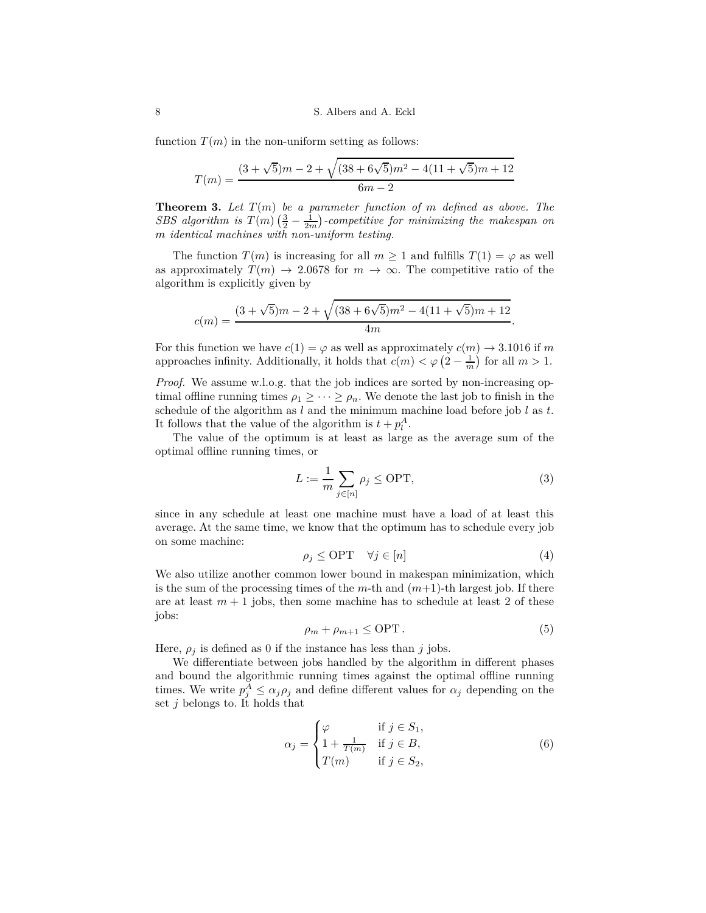function $T(m)$ in the non-uniform setting as follows:

$$T(m) = \frac{(3+\sqrt{5})m - 2 + \sqrt{(38+6\sqrt{5})m^2 - 4(11+\sqrt{5})m + 12}}{6m-2}$$

**Theorem 3.** *Let $T(m)$ be a parameter function of $m$ defined as above. The SBS algorithm is $T(m)\left(\frac{3}{2} - \frac{1}{2m}\right)$-competitive for minimizing the makespan on $m$ identical machines with non-uniform testing.*

The function $T(m)$ is increasing for all $m \geq 1$ and fulfills $T(1) = \varphi$ as well as approximately $T(m) \to 2.0678$ for $m \to \infty$. The competitive ratio of the algorithm is explicitly given by

$$c(m) = \frac{(3+\sqrt{5})m - 2 + \sqrt{(38+6\sqrt{5})m^2 - 4(11+\sqrt{5})m + 12}}{4m}.$$

For this function we have $c(1) = \varphi$ as well as approximately $c(m) \to 3.1016$ if $m$ approaches infinity. Additionally, it holds that $c(m) < \varphi\left(2 - \frac{1}{m}\right)$ for all $m > 1$.

*Proof.* We assume w.l.o.g. that the job indices are sorted by non-increasing optimal offline running times $\rho_1 \geq \cdots \geq \rho_n$. We denote the last job to finish in the schedule of the algorithm as $l$ and the minimum machine load before job $l$ as $t$. It follows that the value of the algorithm is $t + p_l^A$.

The value of the optimum is at least as large as the average sum of the optimal offline running times, or

$$L := \frac{1}{m} \sum_{j \in [n]} \rho_j \leq \mathrm{OPT}, \tag{3}$$

since in any schedule at least one machine must have a load of at least this average. At the same time, we know that the optimum has to schedule every job on some machine:

$$\rho_j \leq \mathrm{OPT} \quad \forall j \in [n] \tag{4}$$

We also utilize another common lower bound in makespan minimization, which is the sum of the processing times of the $m$-th and $(m+1)$-th largest job. If there are at least $m+1$ jobs, then some machine has to schedule at least 2 of these jobs:

$$\rho_m + \rho_{m+1} \leq \mathrm{OPT}\,. \tag{5}$$

Here, $\rho_j$ is defined as 0 if the instance has less than $j$ jobs.

We differentiate between jobs handled by the algorithm in different phases and bound the algorithmic running times against the optimal offline running times. We write $p_j^A \leq \alpha_j \rho_j$ and define different values for $\alpha_j$ depending on the set $j$ belongs to. It holds that

$$\alpha_j = \begin{cases} \varphi & \text{if } j \in S_1, \\ 1 + \frac{1}{T(m)} & \text{if } j \in B, \\ T(m) & \text{if } j \in S_2, \end{cases} \tag{6}$$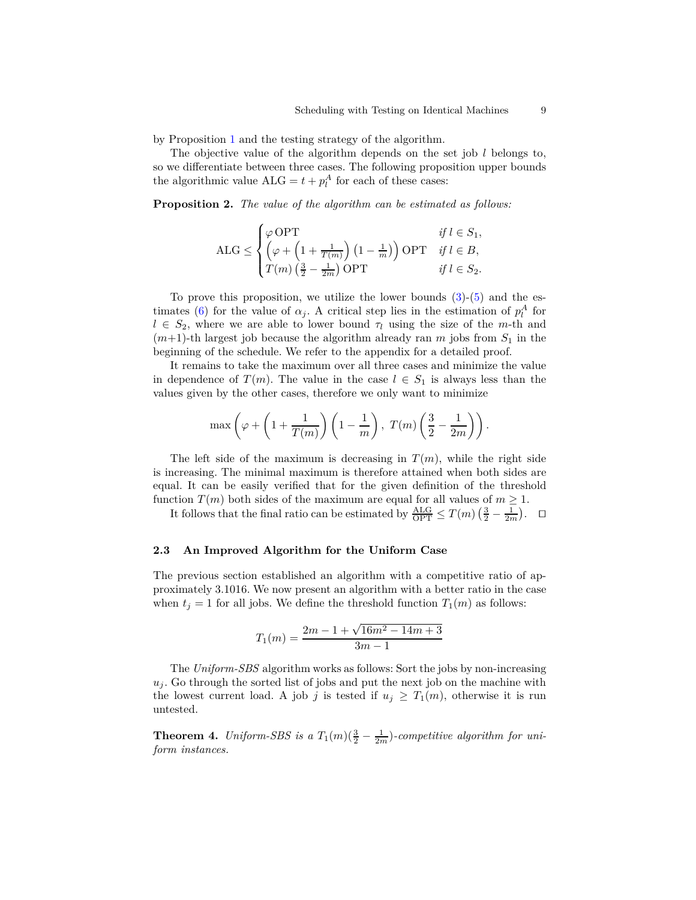by Proposition 1 and the testing strategy of the algorithm.

The objective value of the algorithm depends on the set job $l$ belongs to, so we differentiate between three cases. The following proposition upper bounds the algorithmic value $\mathrm{ALG} = t + p_l^A$ for each of these cases:

**Proposition 2.** *The value of the algorithm can be estimated as follows:*

$$\mathrm{ALG} \leq \begin{cases} \varphi \, \mathrm{OPT} & \text{if } l \in S_1, \\ \left( \varphi + \left(1 + \frac{1}{T(m)}\right)\left(1 - \frac{1}{m}\right)\right) \mathrm{OPT} & \text{if } l \in B, \\ T(m)\left(\frac{3}{2} - \frac{1}{2m}\right) \mathrm{OPT} & \text{if } l \in S_2. \end{cases}$$

To prove this proposition, we utilize the lower bounds (3)-(5) and the estimates (6) for the value of $\alpha_j$. A critical step lies in the estimation of $p_l^A$ for $l \in S_2$, where we are able to lower bound $\tau_l$ using the size of the $m$-th and $(m+1)$-th largest job because the algorithm already ran $m$ jobs from $S_1$ in the beginning of the schedule. We refer to the appendix for a detailed proof.

It remains to take the maximum over all three cases and minimize the value in dependence of $T(m)$. The value in the case $l \in S_1$ is always less than the values given by the other cases, therefore we only want to minimize

$$\max\left( \varphi + \left(1 + \frac{1}{T(m)}\right)\left(1 - \frac{1}{m}\right),\ T(m)\left(\frac{3}{2} - \frac{1}{2m}\right)\right).$$

The left side of the maximum is decreasing in $T(m)$, while the right side is increasing. The minimal maximum is therefore attained when both sides are equal. It can be easily verified that for the given definition of the threshold function $T(m)$ both sides of the maximum are equal for all values of $m \geq 1$.

It follows that the final ratio can be estimated by $\frac{\mathrm{ALG}}{\mathrm{OPT}} \leq T(m)\left(\frac{3}{2} - \frac{1}{2m}\right)$. $\square$

### 2.3 An Improved Algorithm for the Uniform Case

The previous section established an algorithm with a competitive ratio of approximately 3.1016. We now present an algorithm with a better ratio in the case when $t_j = 1$ for all jobs. We define the threshold function $T_1(m)$ as follows:

$$T_1(m) = \frac{2m - 1 + \sqrt{16m^2 - 14m + 3}}{3m - 1}$$

The *Uniform-SBS* algorithm works as follows: Sort the jobs by non-increasing $u_j$. Go through the sorted list of jobs and put the next job on the machine with the lowest current load. A job $j$ is tested if $u_j \geq T_1(m)$, otherwise it is run untested.

**Theorem 4.** *Uniform-SBS is a $T_1(m)(\frac{3}{2} - \frac{1}{2m})$-competitive algorithm for uniform instances.*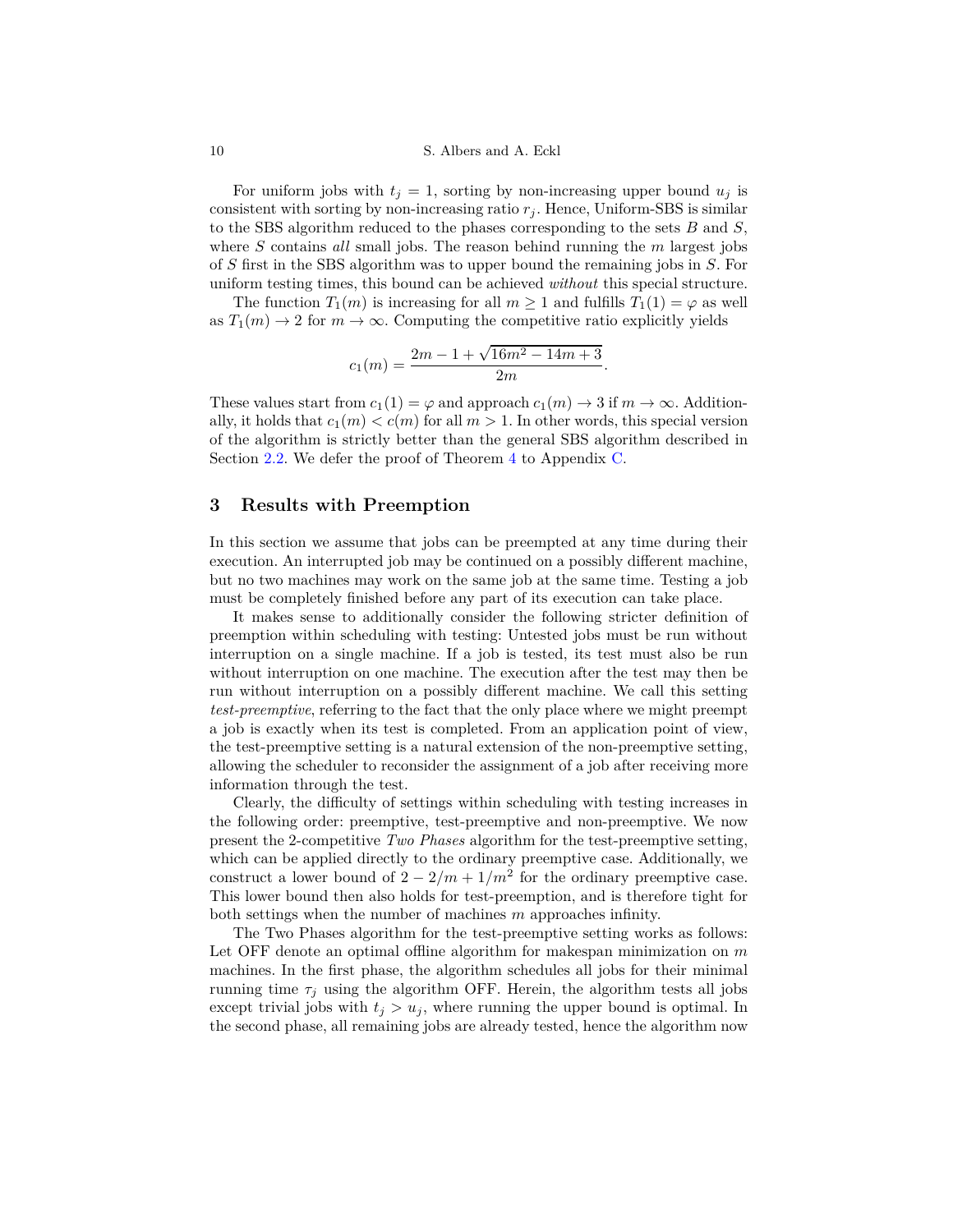For uniform jobs with $t_j = 1$, sorting by non-increasing upper bound $u_j$ is consistent with sorting by non-increasing ratio $r_j$. Hence, Uniform-SBS is similar to the SBS algorithm reduced to the phases corresponding to the sets $B$ and $S$, where $S$ contains *all* small jobs. The reason behind running the $m$ largest jobs of $S$ first in the SBS algorithm was to upper bound the remaining jobs in $S$. For uniform testing times, this bound can be achieved *without* this special structure.

The function $T_1(m)$ is increasing for all $m \geq 1$ and fulfills $T_1(1) = \varphi$ as well as $T_1(m) \to 2$ for $m \to \infty$. Computing the competitive ratio explicitly yields

$$c_1(m) = \frac{2m - 1 + \sqrt{16m^2 - 14m + 3}}{2m}.$$

These values start from $c_1(1) = \varphi$ and approach $c_1(m) \to 3$ if $m \to \infty$. Additionally, it holds that $c_1(m) < c(m)$ for all $m > 1$. In other words, this special version of the algorithm is strictly better than the general SBS algorithm described in Section 2.2. We defer the proof of Theorem 4 to Appendix C.

## 3 Results with Preemption

In this section we assume that jobs can be preempted at any time during their execution. An interrupted job may be continued on a possibly different machine, but no two machines may work on the same job at the same time. Testing a job must be completely finished before any part of its execution can take place.

It makes sense to additionally consider the following stricter definition of preemption within scheduling with testing: Untested jobs must be run without interruption on a single machine. If a job is tested, its test must also be run without interruption on one machine. The execution after the test may then be run without interruption on a possibly different machine. We call this setting *test-preemptive*, referring to the fact that the only place where we might preempt a job is exactly when its test is completed. From an application point of view, the test-preemptive setting is a natural extension of the non-preemptive setting, allowing the scheduler to reconsider the assignment of a job after receiving more information through the test.

Clearly, the difficulty of settings within scheduling with testing increases in the following order: preemptive, test-preemptive and non-preemptive. We now present the 2-competitive *Two Phases* algorithm for the test-preemptive setting, which can be applied directly to the ordinary preemptive case. Additionally, we construct a lower bound of $2 - 2/m + 1/m^2$ for the ordinary preemptive case. This lower bound then also holds for test-preemption, and is therefore tight for both settings when the number of machines $m$ approaches infinity.

The Two Phases algorithm for the test-preemptive setting works as follows: Let OFF denote an optimal offline algorithm for makespan minimization on $m$ machines. In the first phase, the algorithm schedules all jobs for their minimal running time $\tau_j$ using the algorithm OFF. Herein, the algorithm tests all jobs except trivial jobs with $t_j > u_j$, where running the upper bound is optimal. In the second phase, all remaining jobs are already tested, hence the algorithm now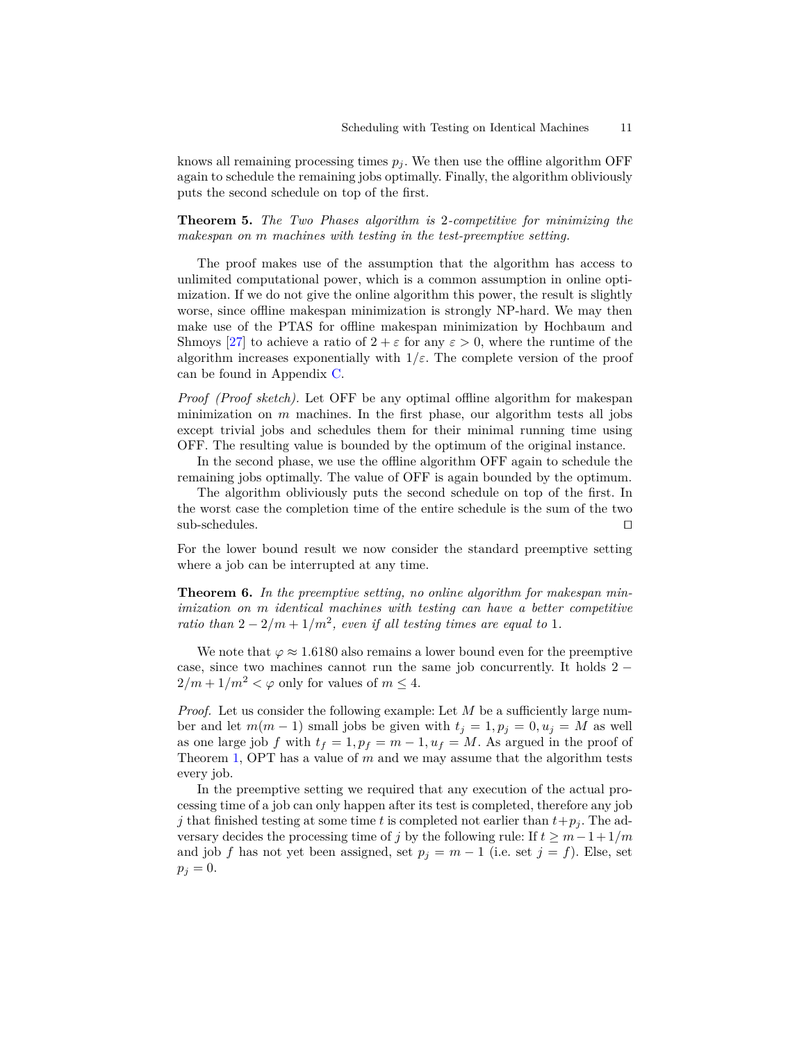knows all remaining processing times $p_j$. We then use the offline algorithm OFF again to schedule the remaining jobs optimally. Finally, the algorithm obliviously puts the second schedule on top of the first.

**Theorem 5.** *The Two Phases algorithm is 2-competitive for minimizing the makespan on $m$ machines with testing in the test-preemptive setting.*

The proof makes use of the assumption that the algorithm has access to unlimited computational power, which is a common assumption in online optimization. If we do not give the online algorithm this power, the result is slightly worse, since offline makespan minimization is strongly NP-hard. We may then make use of the PTAS for offline makespan minimization by Hochbaum and Shmoys [27] to achieve a ratio of $2 + \varepsilon$ for any $\varepsilon > 0$, where the runtime of the algorithm increases exponentially with $1/\varepsilon$. The complete version of the proof can be found in Appendix C.

*Proof (Proof sketch).* Let OFF be any optimal offline algorithm for makespan minimization on $m$ machines. In the first phase, our algorithm tests all jobs except trivial jobs and schedules them for their minimal running time using OFF. The resulting value is bounded by the optimum of the original instance.

In the second phase, we use the offline algorithm OFF again to schedule the remaining jobs optimally. The value of OFF is again bounded by the optimum.

The algorithm obliviously puts the second schedule on top of the first. In the worst case the completion time of the entire schedule is the sum of the two sub-schedules. ◻

For the lower bound result we now consider the standard preemptive setting where a job can be interrupted at any time.

**Theorem 6.** *In the preemptive setting, no online algorithm for makespan minimization on $m$ identical machines with testing can have a better competitive ratio than $2 - 2/m + 1/m^2$, even if all testing times are equal to 1.*

We note that $\varphi \approx 1.6180$ also remains a lower bound even for the preemptive case, since two machines cannot run the same job concurrently. It holds $2 - 2/m + 1/m^2 < \varphi$ only for values of $m \leq 4$.

*Proof.* Let us consider the following example: Let $M$ be a sufficiently large number and let $m(m-1)$ small jobs be given with $t_j = 1, p_j = 0, u_j = M$ as well as one large job $f$ with $t_f = 1, p_f = m - 1, u_f = M$. As argued in the proof of Theorem 1, OPT has a value of $m$ and we may assume that the algorithm tests every job.

In the preemptive setting we required that any execution of the actual processing time of a job can only happen after its test is completed, therefore any job $j$ that finished testing at some time $t$ is completed not earlier than $t + p_j$. The adversary decides the processing time of $j$ by the following rule: If $t \geq m - 1 + 1/m$ and job $f$ has not yet been assigned, set $p_j = m - 1$ (i.e. set $j = f$). Else, set $p_j = 0$.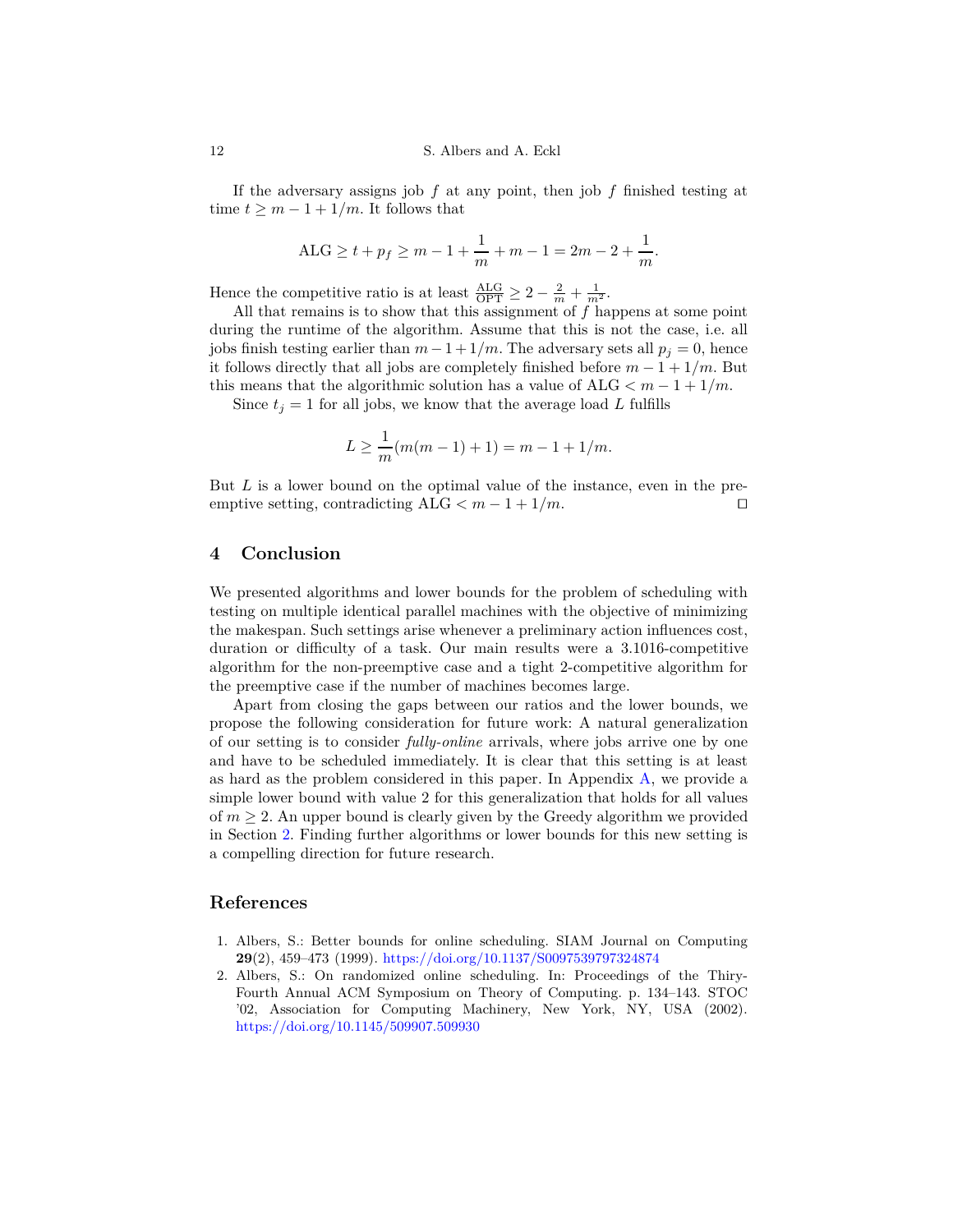If the adversary assigns job $f$ at any point, then job $f$ finished testing at time $t \geq m - 1 + 1/m$. It follows that

$$\mathrm{ALG} \geq t + p_f \geq m - 1 + \frac{1}{m} + m - 1 = 2m - 2 + \frac{1}{m}.$$

Hence the competitive ratio is at least $\frac{\mathrm{ALG}}{\mathrm{OPT}} \geq 2 - \frac{2}{m} + \frac{1}{m^2}$.

All that remains is to show that this assignment of $f$ happens at some point during the runtime of the algorithm. Assume that this is not the case, i.e. all jobs finish testing earlier than $m - 1 + 1/m$. The adversary sets all $p_j = 0$, hence it follows directly that all jobs are completely finished before $m - 1 + 1/m$. But this means that the algorithmic solution has a value of $\mathrm{ALG} < m - 1 + 1/m$.

Since $t_j = 1$ for all jobs, we know that the average load $L$ fulfills

$$L \geq \frac{1}{m}(m(m-1) + 1) = m - 1 + 1/m.$$

But $L$ is a lower bound on the optimal value of the instance, even in the preemptive setting, contradicting $\mathrm{ALG} < m - 1 + 1/m$. ◻

## 4 Conclusion

We presented algorithms and lower bounds for the problem of scheduling with testing on multiple identical parallel machines with the objective of minimizing the makespan. Such settings arise whenever a preliminary action influences cost, duration or difficulty of a task. Our main results were a 3.1016-competitive algorithm for the non-preemptive case and a tight 2-competitive algorithm for the preemptive case if the number of machines becomes large.

Apart from closing the gaps between our ratios and the lower bounds, we propose the following consideration for future work: A natural generalization of our setting is to consider *fully-online* arrivals, where jobs arrive one by one and have to be scheduled immediately. It is clear that this setting is at least as hard as the problem considered in this paper. In Appendix A, we provide a simple lower bound with value 2 for this generalization that holds for all values of $m \geq 2$. An upper bound is clearly given by the Greedy algorithm we provided in Section 2. Finding further algorithms or lower bounds for this new setting is a compelling direction for future research.

## References

1. Albers, S.: Better bounds for online scheduling. SIAM Journal on Computing **29**(2), 459–473 (1999). https://doi.org/10.1137/S0097539797324874
2. Albers, S.: On randomized online scheduling. In: Proceedings of the Thiry-Fourth Annual ACM Symposium on Theory of Computing. p. 134–143. STOC '02, Association for Computing Machinery, New York, NY, USA (2002). https://doi.org/10.1145/509907.509930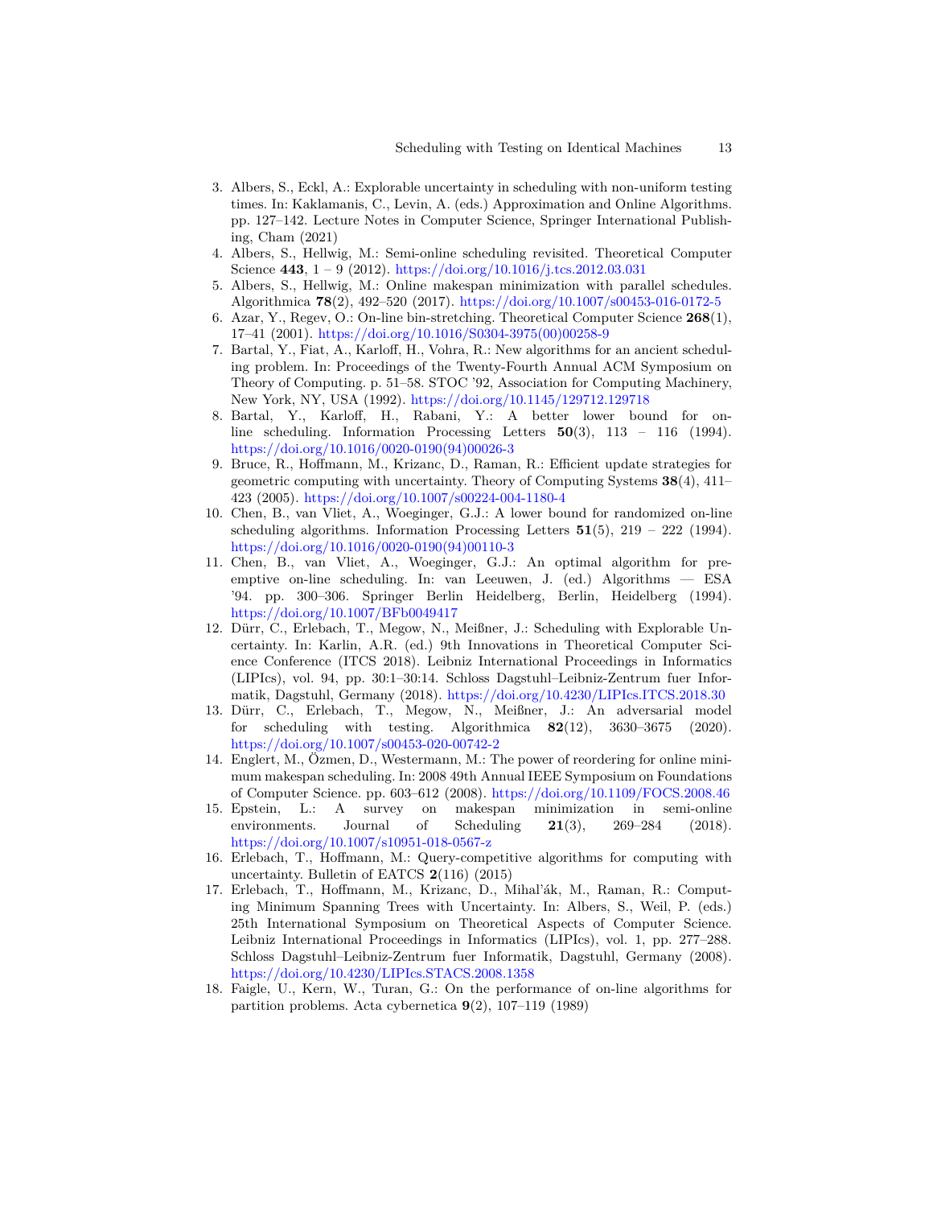3. Albers, S., Eckl, A.: Explorable uncertainty in scheduling with non-uniform testing times. In: Kaklamanis, C., Levin, A. (eds.) Approximation and Online Algorithms. pp. 127–142. Lecture Notes in Computer Science, Springer International Publishing, Cham (2021)
4. Albers, S., Hellwig, M.: Semi-online scheduling revisited. Theoretical Computer Science **443**, 1 – 9 (2012). https://doi.org/10.1016/j.tcs.2012.03.031
5. Albers, S., Hellwig, M.: Online makespan minimization with parallel schedules. Algorithmica **78**(2), 492–520 (2017). https://doi.org/10.1007/s00453-016-0172-5
6. Azar, Y., Regev, O.: On-line bin-stretching. Theoretical Computer Science **268**(1), 17–41 (2001). https://doi.org/10.1016/S0304-3975(00)00258-9
7. Bartal, Y., Fiat, A., Karloff, H., Vohra, R.: New algorithms for an ancient scheduling problem. In: Proceedings of the Twenty-Fourth Annual ACM Symposium on Theory of Computing. p. 51–58. STOC '92, Association for Computing Machinery, New York, NY, USA (1992). https://doi.org/10.1145/129712.129718
8. Bartal, Y., Karloff, H., Rabani, Y.: A better lower bound for online scheduling. Information Processing Letters **50**(3), 113 – 116 (1994). https://doi.org/10.1016/0020-0190(94)00026-3
9. Bruce, R., Hoffmann, M., Krizanc, D., Raman, R.: Efficient update strategies for geometric computing with uncertainty. Theory of Computing Systems **38**(4), 411–423 (2005). https://doi.org/10.1007/s00224-004-1180-4
10. Chen, B., van Vliet, A., Woeginger, G.J.: A lower bound for randomized on-line scheduling algorithms. Information Processing Letters **51**(5), 219 – 222 (1994). https://doi.org/10.1016/0020-0190(94)00110-3
11. Chen, B., van Vliet, A., Woeginger, G.J.: An optimal algorithm for preemptive on-line scheduling. In: van Leeuwen, J. (ed.) Algorithms — ESA '94. pp. 300–306. Springer Berlin Heidelberg, Berlin, Heidelberg (1994). https://doi.org/10.1007/BFb0049417
12. Dürr, C., Erlebach, T., Megow, N., Meißner, J.: Scheduling with Explorable Uncertainty. In: Karlin, A.R. (ed.) 9th Innovations in Theoretical Computer Science Conference (ITCS 2018). Leibniz International Proceedings in Informatics (LIPIcs), vol. 94, pp. 30:1–30:14. Schloss Dagstuhl–Leibniz-Zentrum fuer Informatik, Dagstuhl, Germany (2018). https://doi.org/10.4230/LIPIcs.ITCS.2018.30
13. Dürr, C., Erlebach, T., Megow, N., Meißner, J.: An adversarial model for scheduling with testing. Algorithmica **82**(12), 3630–3675 (2020). https://doi.org/10.1007/s00453-020-00742-2
14. Englert, M., Özmen, D., Westermann, M.: The power of reordering for online minimum makespan scheduling. In: 2008 49th Annual IEEE Symposium on Foundations of Computer Science. pp. 603–612 (2008). https://doi.org/10.1109/FOCS.2008.46
15. Epstein, L.: A survey on makespan minimization in semi-online environments. Journal of Scheduling **21**(3), 269–284 (2018). https://doi.org/10.1007/s10951-018-0567-z
16. Erlebach, T., Hoffmann, M.: Query-competitive algorithms for computing with uncertainty. Bulletin of EATCS **2**(116) (2015)
17. Erlebach, T., Hoffmann, M., Krizanc, D., Mihal'ák, M., Raman, R.: Computing Minimum Spanning Trees with Uncertainty. In: Albers, S., Weil, P. (eds.) 25th International Symposium on Theoretical Aspects of Computer Science. Leibniz International Proceedings in Informatics (LIPIcs), vol. 1, pp. 277–288. Schloss Dagstuhl–Leibniz-Zentrum fuer Informatik, Dagstuhl, Germany (2008). https://doi.org/10.4230/LIPIcs.STACS.2008.1358
18. Faigle, U., Kern, W., Turan, G.: On the performance of on-line algorithms for partition problems. Acta cybernetica **9**(2), 107–119 (1989)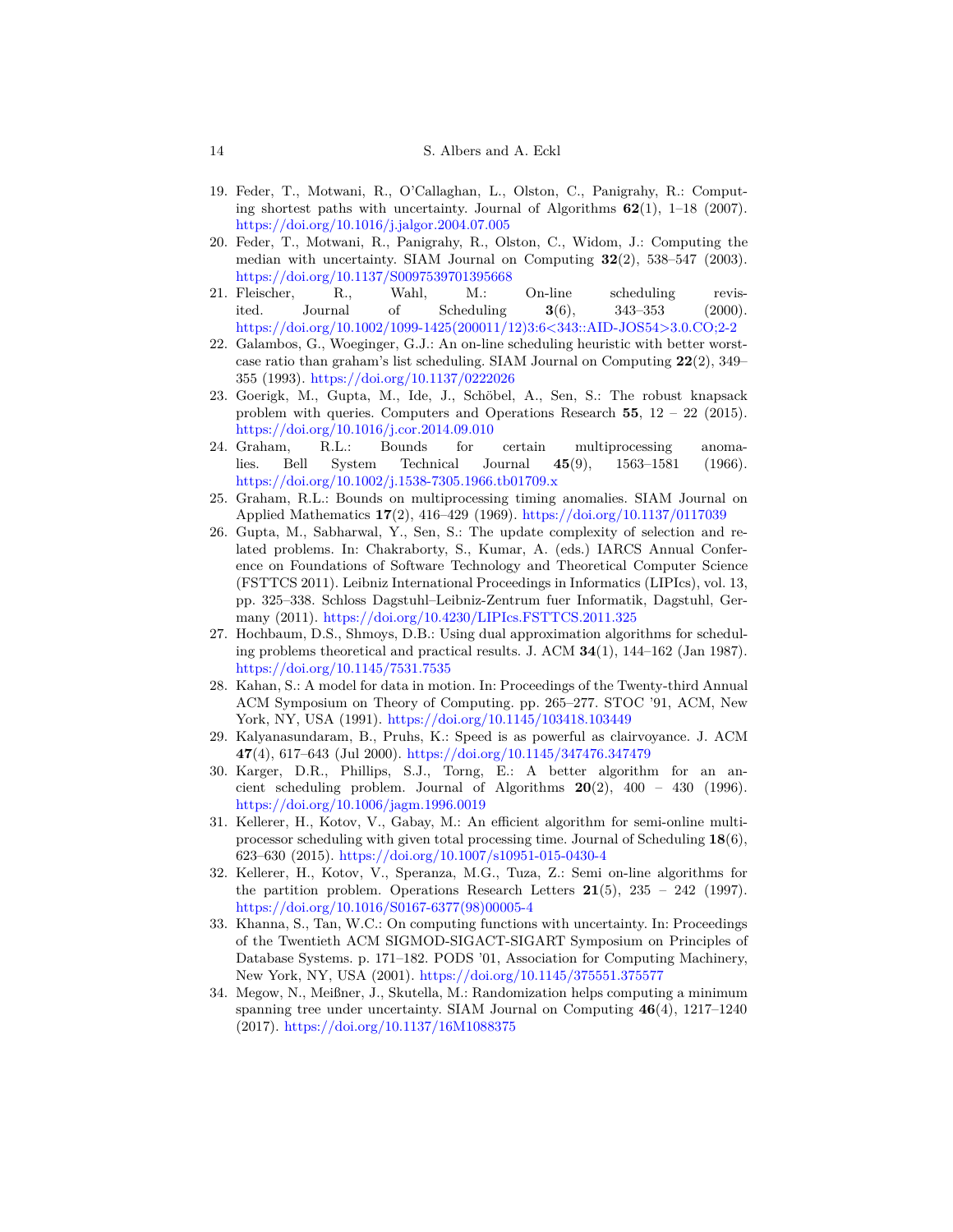19. Feder, T., Motwani, R., O'Callaghan, L., Olston, C., Panigrahy, R.: Computing shortest paths with uncertainty. Journal of Algorithms **62**(1), 1–18 (2007). https://doi.org/10.1016/j.jalgor.2004.07.005
20. Feder, T., Motwani, R., Panigrahy, R., Olston, C., Widom, J.: Computing the median with uncertainty. SIAM Journal on Computing **32**(2), 538–547 (2003). https://doi.org/10.1137/S0097539701395668
21. Fleischer, R., Wahl, M.: On-line scheduling revisited. Journal of Scheduling **3**(6), 343–353 (2000). https://doi.org/10.1002/1099-1425(200011/12)3:6<343::AID-JOS54>3.0.CO;2-2
22. Galambos, G., Woeginger, G.J.: An on-line scheduling heuristic with better worst-case ratio than graham's list scheduling. SIAM Journal on Computing **22**(2), 349–355 (1993). https://doi.org/10.1137/0222026
23. Goerigk, M., Gupta, M., Ide, J., Schöbel, A., Sen, S.: The robust knapsack problem with queries. Computers and Operations Research **55**, 12 – 22 (2015). https://doi.org/10.1016/j.cor.2014.09.010
24. Graham, R.L.: Bounds for certain multiprocessing anomalies. Bell System Technical Journal **45**(9), 1563–1581 (1966). https://doi.org/10.1002/j.1538-7305.1966.tb01709.x
25. Graham, R.L.: Bounds on multiprocessing timing anomalies. SIAM Journal on Applied Mathematics **17**(2), 416–429 (1969). https://doi.org/10.1137/0117039
26. Gupta, M., Sabharwal, Y., Sen, S.: The update complexity of selection and related problems. In: Chakraborty, S., Kumar, A. (eds.) IARCS Annual Conference on Foundations of Software Technology and Theoretical Computer Science (FSTTCS 2011). Leibniz International Proceedings in Informatics (LIPIcs), vol. 13, pp. 325–338. Schloss Dagstuhl–Leibniz-Zentrum fuer Informatik, Dagstuhl, Germany (2011). https://doi.org/10.4230/LIPIcs.FSTTCS.2011.325
27. Hochbaum, D.S., Shmoys, D.B.: Using dual approximation algorithms for scheduling problems theoretical and practical results. J. ACM **34**(1), 144–162 (Jan 1987). https://doi.org/10.1145/7531.7535
28. Kahan, S.: A model for data in motion. In: Proceedings of the Twenty-third Annual ACM Symposium on Theory of Computing. pp. 265–277. STOC '91, ACM, New York, NY, USA (1991). https://doi.org/10.1145/103418.103449
29. Kalyanasundaram, B., Pruhs, K.: Speed is as powerful as clairvoyance. J. ACM **47**(4), 617–643 (Jul 2000). https://doi.org/10.1145/347476.347479
30. Karger, D.R., Phillips, S.J., Torng, E.: A better algorithm for an ancient scheduling problem. Journal of Algorithms **20**(2), 400 – 430 (1996). https://doi.org/10.1006/jagm.1996.0019
31. Kellerer, H., Kotov, V., Gabay, M.: An efficient algorithm for semi-online multiprocessor scheduling with given total processing time. Journal of Scheduling **18**(6), 623–630 (2015). https://doi.org/10.1007/s10951-015-0430-4
32. Kellerer, H., Kotov, V., Speranza, M.G., Tuza, Z.: Semi on-line algorithms for the partition problem. Operations Research Letters **21**(5), 235 – 242 (1997). https://doi.org/10.1016/S0167-6377(98)00005-4
33. Khanna, S., Tan, W.C.: On computing functions with uncertainty. In: Proceedings of the Twentieth ACM SIGMOD-SIGACT-SIGART Symposium on Principles of Database Systems. p. 171–182. PODS '01, Association for Computing Machinery, New York, NY, USA (2001). https://doi.org/10.1145/375551.375577
34. Megow, N., Meißner, J., Skutella, M.: Randomization helps computing a minimum spanning tree under uncertainty. SIAM Journal on Computing **46**(4), 1217–1240 (2017). https://doi.org/10.1137/16M1088375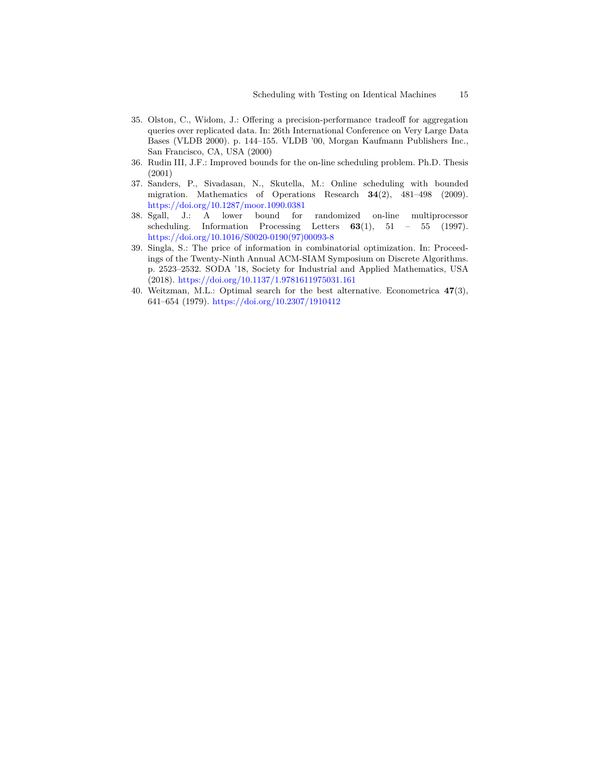35. Olston, C., Widom, J.: Offering a precision-performance tradeoff for aggregation queries over replicated data. In: 26th International Conference on Very Large Data Bases (VLDB 2000). p. 144–155. VLDB '00, Morgan Kaufmann Publishers Inc., San Francisco, CA, USA (2000)
36. Rudin III, J.F.: Improved bounds for the on-line scheduling problem. Ph.D. Thesis (2001)
37. Sanders, P., Sivadasan, N., Skutella, M.: Online scheduling with bounded migration. Mathematics of Operations Research **34**(2), 481–498 (2009). https://doi.org/10.1287/moor.1090.0381
38. Sgall, J.: A lower bound for randomized on-line multiprocessor scheduling. Information Processing Letters **63**(1), 51 – 55 (1997). https://doi.org/10.1016/S0020-0190(97)00093-8
39. Singla, S.: The price of information in combinatorial optimization. In: Proceedings of the Twenty-Ninth Annual ACM-SIAM Symposium on Discrete Algorithms. p. 2523–2532. SODA '18, Society for Industrial and Applied Mathematics, USA (2018). https://doi.org/10.1137/1.9781611975031.161
40. Weitzman, M.L.: Optimal search for the best alternative. Econometrica **47**(3), 641–654 (1979). https://doi.org/10.2307/1910412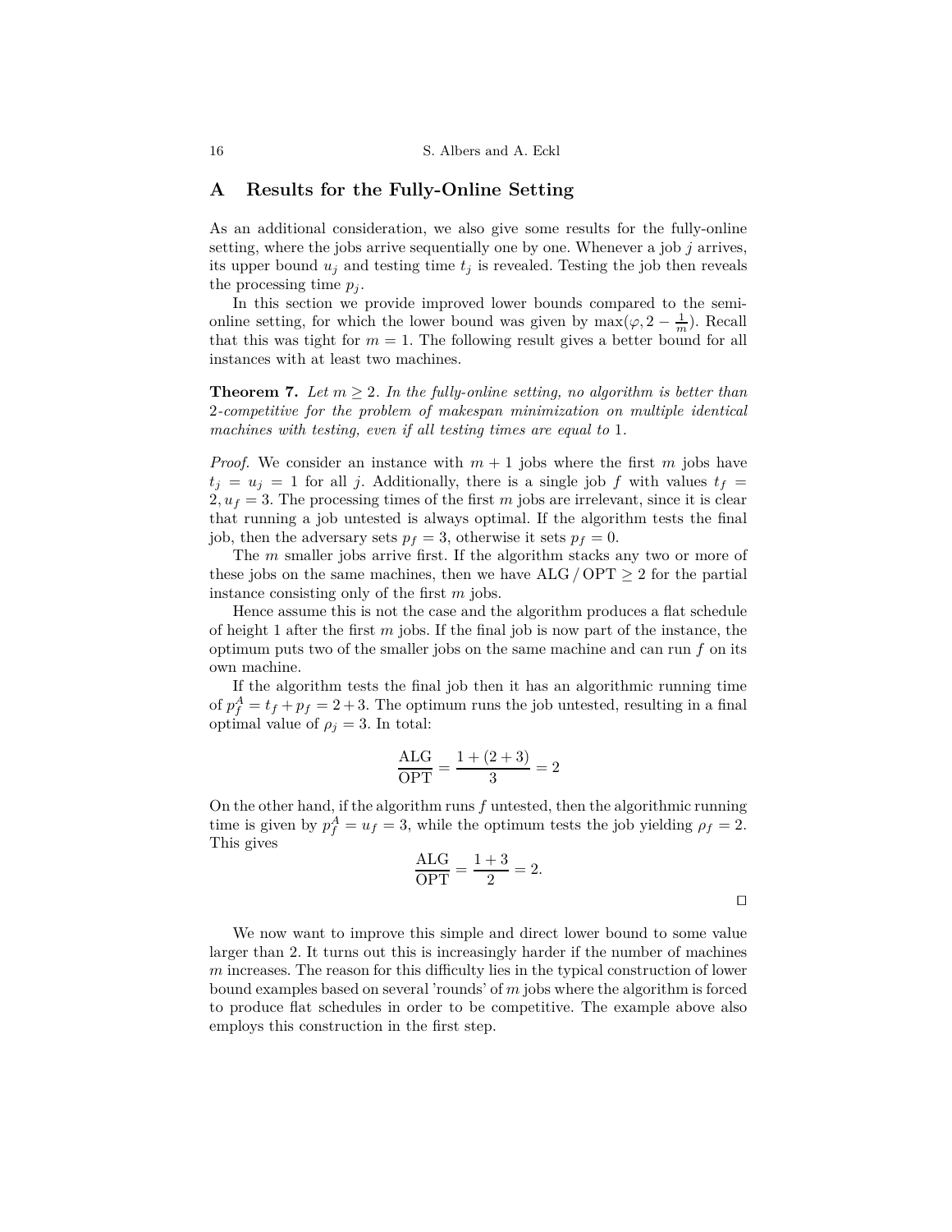## A Results for the Fully-Online Setting

As an additional consideration, we also give some results for the fully-online setting, where the jobs arrive sequentially one by one. Whenever a job $j$ arrives, its upper bound $u_j$ and testing time $t_j$ is revealed. Testing the job then reveals the processing time $p_j$.

In this section we provide improved lower bounds compared to the semi-online setting, for which the lower bound was given by $\max(\varphi, 2 - \frac{1}{m})$. Recall that this was tight for $m = 1$. The following result gives a better bound for all instances with at least two machines.

**Theorem 7.** *Let $m \geq 2$. In the fully-online setting, no algorithm is better than 2-competitive for the problem of makespan minimization on multiple identical machines with testing, even if all testing times are equal to 1.*

*Proof.* We consider an instance with $m+1$ jobs where the first $m$ jobs have $t_j = u_j = 1$ for all $j$. Additionally, there is a single job $f$ with values $t_f = 2, u_f = 3$. The processing times of the first $m$ jobs are irrelevant, since it is clear that running a job untested is always optimal. If the algorithm tests the final job, then the adversary sets $p_f = 3$, otherwise it sets $p_f = 0$.

The $m$ smaller jobs arrive first. If the algorithm stacks any two or more of these jobs on the same machines, then we have $\mathrm{ALG} / \mathrm{OPT} \geq 2$ for the partial instance consisting only of the first $m$ jobs.

Hence assume this is not the case and the algorithm produces a flat schedule of height 1 after the first $m$ jobs. If the final job is now part of the instance, the optimum puts two of the smaller jobs on the same machine and can run $f$ on its own machine.

If the algorithm tests the final job then it has an algorithmic running time of $p_f^A = t_f + p_f = 2 + 3$. The optimum runs the job untested, resulting in a final optimal value of $\rho_j = 3$. In total:

$$\frac{\mathrm{ALG}}{\mathrm{OPT}} = \frac{1 + (2+3)}{3} = 2$$

On the other hand, if the algorithm runs $f$ untested, then the algorithmic running time is given by $p_f^A = u_f = 3$, while the optimum tests the job yielding $\rho_f = 2$. This gives

$$\frac{\mathrm{ALG}}{\mathrm{OPT}} = \frac{1+3}{2} = 2.$$

□

We now want to improve this simple and direct lower bound to some value larger than 2. It turns out this is increasingly harder if the number of machines $m$ increases. The reason for this difficulty lies in the typical construction of lower bound examples based on several 'rounds' of $m$ jobs where the algorithm is forced to produce flat schedules in order to be competitive. The example above also employs this construction in the first step.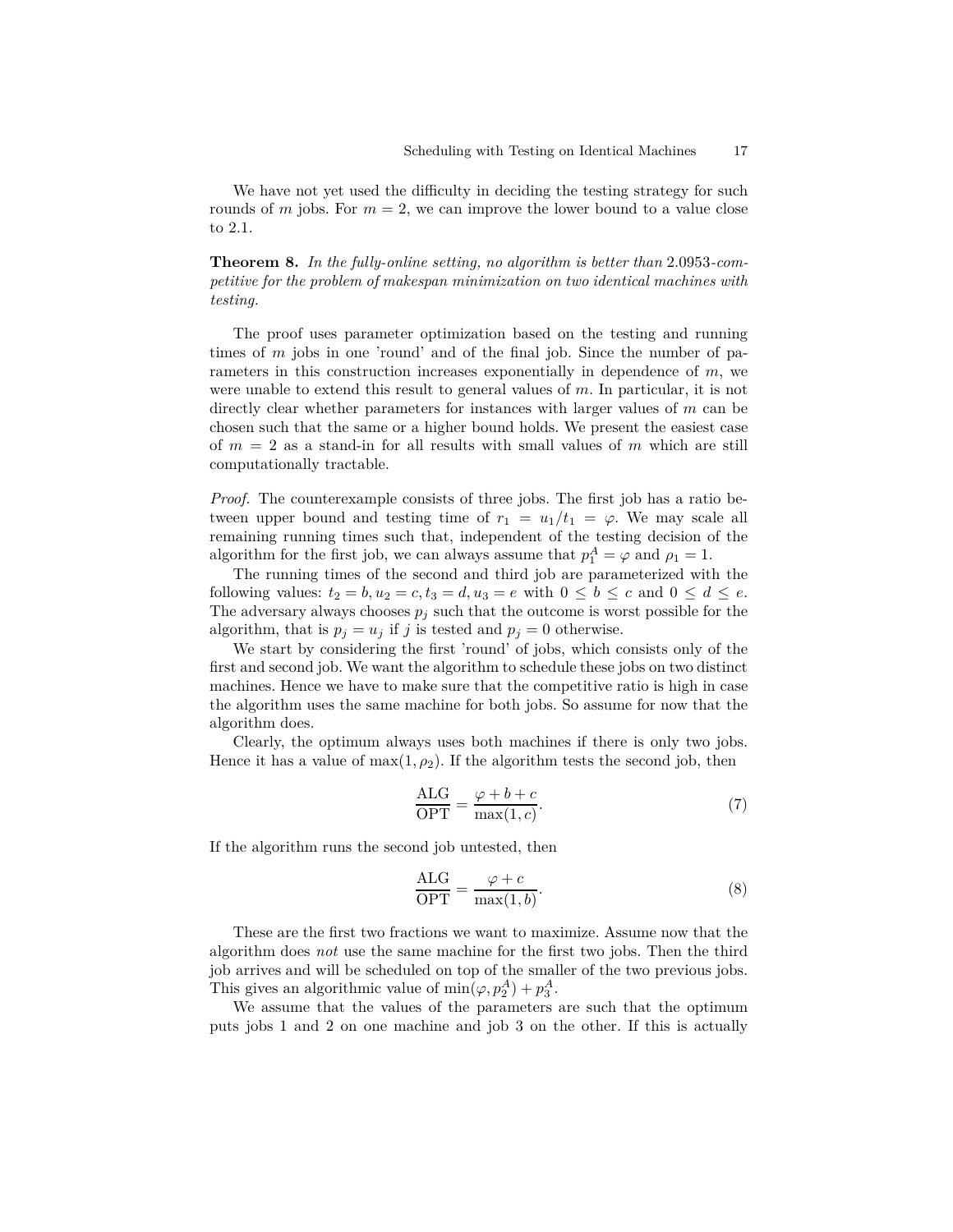We have not yet used the difficulty in deciding the testing strategy for such rounds of $m$ jobs. For $m = 2$, we can improve the lower bound to a value close to 2.1.

**Theorem 8.** *In the fully-online setting, no algorithm is better than* 2.0953*-competitive for the problem of makespan minimization on two identical machines with testing.*

The proof uses parameter optimization based on the testing and running times of $m$ jobs in one 'round' and of the final job. Since the number of parameters in this construction increases exponentially in dependence of $m$, we were unable to extend this result to general values of $m$. In particular, it is not directly clear whether parameters for instances with larger values of $m$ can be chosen such that the same or a higher bound holds. We present the easiest case of $m = 2$ as a stand-in for all results with small values of $m$ which are still computationally tractable.

*Proof.* The counterexample consists of three jobs. The first job has a ratio between upper bound and testing time of $r_1 = u_1/t_1 = \varphi$. We may scale all remaining running times such that, independent of the testing decision of the algorithm for the first job, we can always assume that $p_1^A = \varphi$ and $\rho_1 = 1$.

The running times of the second and third job are parameterized with the following values: $t_2 = b, u_2 = c, t_3 = d, u_3 = e$ with $0 \leq b \leq c$ and $0 \leq d \leq e$. The adversary always chooses $p_j$ such that the outcome is worst possible for the algorithm, that is $p_j = u_j$ if $j$ is tested and $p_j = 0$ otherwise.

We start by considering the first 'round' of jobs, which consists only of the first and second job. We want the algorithm to schedule these jobs on two distinct machines. Hence we have to make sure that the competitive ratio is high in case the algorithm uses the same machine for both jobs. So assume for now that the algorithm does.

Clearly, the optimum always uses both machines if there is only two jobs. Hence it has a value of $\max(1, \rho_2)$. If the algorithm tests the second job, then

$$\frac{\text{ALG}}{\text{OPT}} = \frac{\varphi + b + c}{\max(1, c)}. \tag{7}$$

If the algorithm runs the second job untested, then

$$\frac{\text{ALG}}{\text{OPT}} = \frac{\varphi + c}{\max(1, b)}. \tag{8}$$

These are the first two fractions we want to maximize. Assume now that the algorithm does *not* use the same machine for the first two jobs. Then the third job arrives and will be scheduled on top of the smaller of the two previous jobs. This gives an algorithmic value of $\min(\varphi, p_2^A) + p_3^A$.

We assume that the values of the parameters are such that the optimum puts jobs 1 and 2 on one machine and job 3 on the other. If this is actually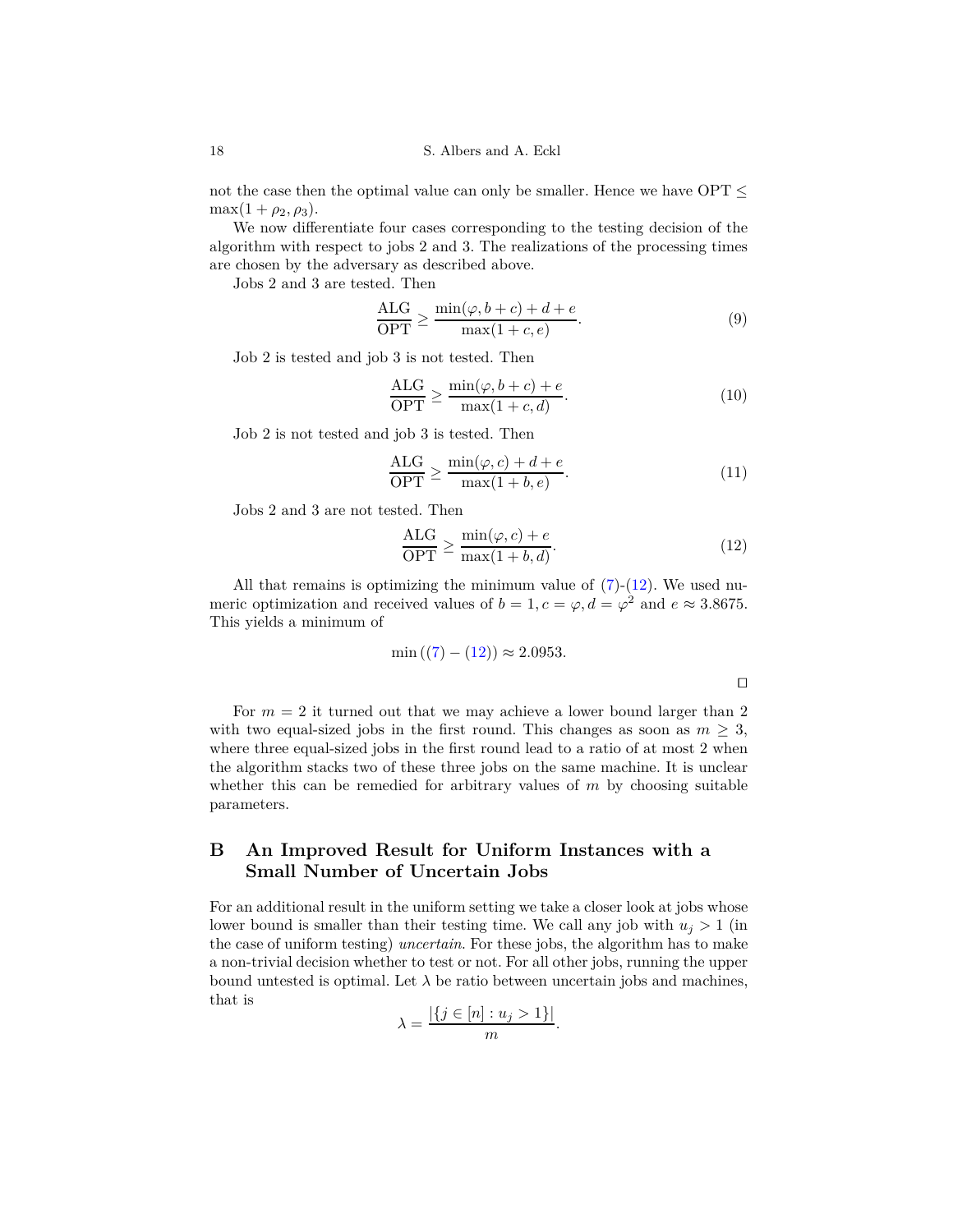not the case then the optimal value can only be smaller. Hence we have $\mathrm{OPT} \leq \max(1+\rho_2, \rho_3)$.

We now differentiate four cases corresponding to the testing decision of the algorithm with respect to jobs 2 and 3. The realizations of the processing times are chosen by the adversary as described above.

Jobs 2 and 3 are tested. Then

$$\frac{\mathrm{ALG}}{\mathrm{OPT}} \geq \frac{\min(\varphi, b+c) + d + e}{\max(1+c, e)}. \tag{9}$$

Job 2 is tested and job 3 is not tested. Then

$$\frac{\mathrm{ALG}}{\mathrm{OPT}} \geq \frac{\min(\varphi, b+c) + e}{\max(1+c, d)}. \tag{10}$$

Job 2 is not tested and job 3 is tested. Then

$$\frac{\mathrm{ALG}}{\mathrm{OPT}} \geq \frac{\min(\varphi, c) + d + e}{\max(1+b, e)}. \tag{11}$$

Jobs 2 and 3 are not tested. Then

$$\frac{\mathrm{ALG}}{\mathrm{OPT}} \geq \frac{\min(\varphi, c) + e}{\max(1+b, d)}. \tag{12}$$

All that remains is optimizing the minimum value of (7)-(12). We used numeric optimization and received values of $b = 1, c = \varphi, d = \varphi^2$ and $e \approx 3.8675$. This yields a minimum of

$$\min((7) - (12)) \approx 2.0953.$$

$\square$

For $m = 2$ it turned out that we may achieve a lower bound larger than 2 with two equal-sized jobs in the first round. This changes as soon as $m \geq 3$, where three equal-sized jobs in the first round lead to a ratio of at most 2 when the algorithm stacks two of these three jobs on the same machine. It is unclear whether this can be remedied for arbitrary values of $m$ by choosing suitable parameters.

# B An Improved Result for Uniform Instances with a Small Number of Uncertain Jobs

For an additional result in the uniform setting we take a closer look at jobs whose lower bound is smaller than their testing time. We call any job with $u_j > 1$ (in the case of uniform testing) *uncertain*. For these jobs, the algorithm has to make a non-trivial decision whether to test or not. For all other jobs, running the upper bound untested is optimal. Let $\lambda$ be ratio between uncertain jobs and machines, that is

$$\lambda = \frac{|\{j \in [n] : u_j > 1\}|}{m}.$$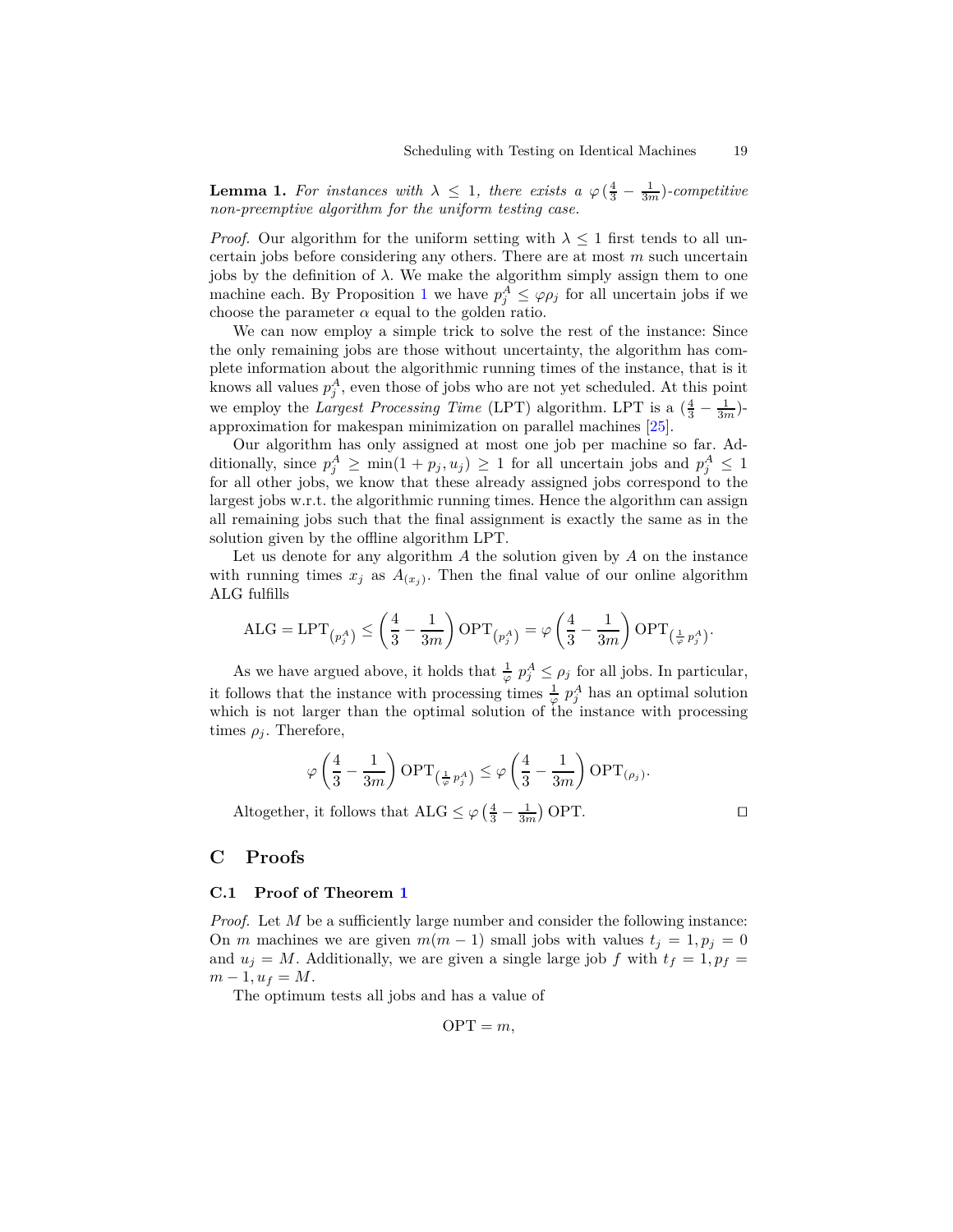**Lemma 1.** *For instances with $\lambda \leq 1$, there exists a $\varphi(\frac{4}{3} - \frac{1}{3m})$-competitive non-preemptive algorithm for the uniform testing case.*

*Proof.* Our algorithm for the uniform setting with $\lambda \leq 1$ first tends to all uncertain jobs before considering any others. There are at most $m$ such uncertain jobs by the definition of $\lambda$. We make the algorithm simply assign them to one machine each. By Proposition 1 we have $p_j^A \leq \varphi \rho_j$ for all uncertain jobs if we choose the parameter $\alpha$ equal to the golden ratio.

We can now employ a simple trick to solve the rest of the instance: Since the only remaining jobs are those without uncertainty, the algorithm has complete information about the algorithmic running times of the instance, that is it knows all values $p_j^A$, even those of jobs who are not yet scheduled. At this point we employ the *Largest Processing Time* (LPT) algorithm. LPT is a $(\frac{4}{3} - \frac{1}{3m})$-approximation for makespan minimization on parallel machines [25].

Our algorithm has only assigned at most one job per machine so far. Additionally, since $p_j^A \geq \min(1 + p_j, u_j) \geq 1$ for all uncertain jobs and $p_j^A \leq 1$ for all other jobs, we know that these already assigned jobs correspond to the largest jobs w.r.t. the algorithmic running times. Hence the algorithm can assign all remaining jobs such that the final assignment is exactly the same as in the solution given by the offline algorithm LPT.

Let us denote for any algorithm $A$ the solution given by $A$ on the instance with running times $x_j$ as $A_{(x_j)}$. Then the final value of our online algorithm ALG fulfills

$$\text{ALG} = \text{LPT}_{(p_j^A)} \leq \left(\frac{4}{3} - \frac{1}{3m}\right) \text{OPT}_{(p_j^A)} = \varphi \left(\frac{4}{3} - \frac{1}{3m}\right) \text{OPT}_{(\frac{1}{\varphi} p_j^A)}.$$

As we have argued above, it holds that $\frac{1}{\varphi}\, p_j^A \leq \rho_j$ for all jobs. In particular, it follows that the instance with processing times $\frac{1}{\varphi}\, p_j^A$ has an optimal solution which is not larger than the optimal solution of the instance with processing times $\rho_j$. Therefore,

$$\varphi \left(\frac{4}{3} - \frac{1}{3m}\right) \text{OPT}_{(\frac{1}{\varphi} p_j^A)} \leq \varphi \left(\frac{4}{3} - \frac{1}{3m}\right) \text{OPT}_{(\rho_j)}.$$

Altogether, it follows that $\text{ALG} \leq \varphi \left(\frac{4}{3} - \frac{1}{3m}\right) \text{OPT}$. ◻

# C Proofs

## C.1 Proof of Theorem 1

*Proof.* Let $M$ be a sufficiently large number and consider the following instance: On $m$ machines we are given $m(m-1)$ small jobs with values $t_j = 1, p_j = 0$ and $u_j = M$. Additionally, we are given a single large job $f$ with $t_f = 1, p_f = m - 1, u_f = M$.

The optimum tests all jobs and has a value of

$$\text{OPT} = m,$$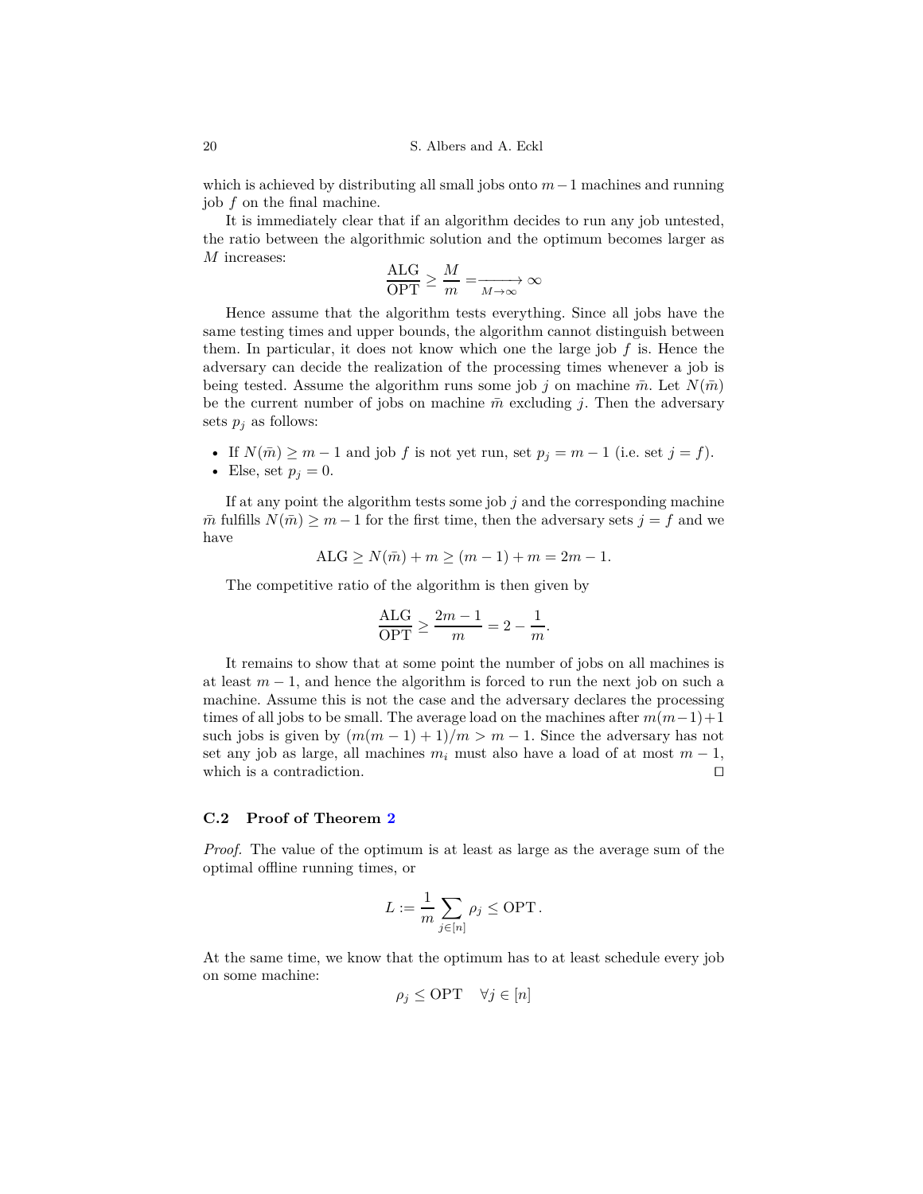which is achieved by distributing all small jobs onto $m-1$ machines and running job $f$ on the final machine.

It is immediately clear that if an algorithm decides to run any job untested, the ratio between the algorithmic solution and the optimum becomes larger as $M$ increases:

$$\frac{\text{ALG}}{\text{OPT}} \geq \frac{M}{m} \xrightarrow[M\to\infty]{} \infty$$

Hence assume that the algorithm tests everything. Since all jobs have the same testing times and upper bounds, the algorithm cannot distinguish between them. In particular, it does not know which one the large job $f$ is. Hence the adversary can decide the realization of the processing times whenever a job is being tested. Assume the algorithm runs some job $j$ on machine $\bar{m}$. Let $N(\bar{m})$ be the current number of jobs on machine $\bar{m}$ excluding $j$. Then the adversary sets $p_j$ as follows:

- If $N(\bar{m}) \geq m-1$ and job $f$ is not yet run, set $p_j = m-1$ (i.e. set $j = f$).
- Else, set $p_j = 0$.

If at any point the algorithm tests some job $j$ and the corresponding machine $\bar{m}$ fulfills $N(\bar{m}) \geq m-1$ for the first time, then the adversary sets $j = f$ and we have

$$\text{ALG} \geq N(\bar{m}) + m \geq (m-1) + m = 2m-1.$$

The competitive ratio of the algorithm is then given by

$$\frac{\text{ALG}}{\text{OPT}} \geq \frac{2m-1}{m} = 2 - \frac{1}{m}.$$

It remains to show that at some point the number of jobs on all machines is at least $m-1$, and hence the algorithm is forced to run the next job on such a machine. Assume this is not the case and the adversary declares the processing times of all jobs to be small. The average load on the machines after $m(m-1)+1$ such jobs is given by $(m(m-1)+1)/m > m-1$. Since the adversary has not set any job as large, all machines $m_i$ must also have a load of at most $m-1$, which is a contradiction. ◻

### C.2 Proof of Theorem 2

*Proof.* The value of the optimum is at least as large as the average sum of the optimal offline running times, or

$$L := \frac{1}{m} \sum_{j\in[n]} \rho_j \leq \text{OPT}\,.$$

At the same time, we know that the optimum has to at least schedule every job on some machine:

$$\rho_j \leq \text{OPT} \quad \forall j \in [n]$$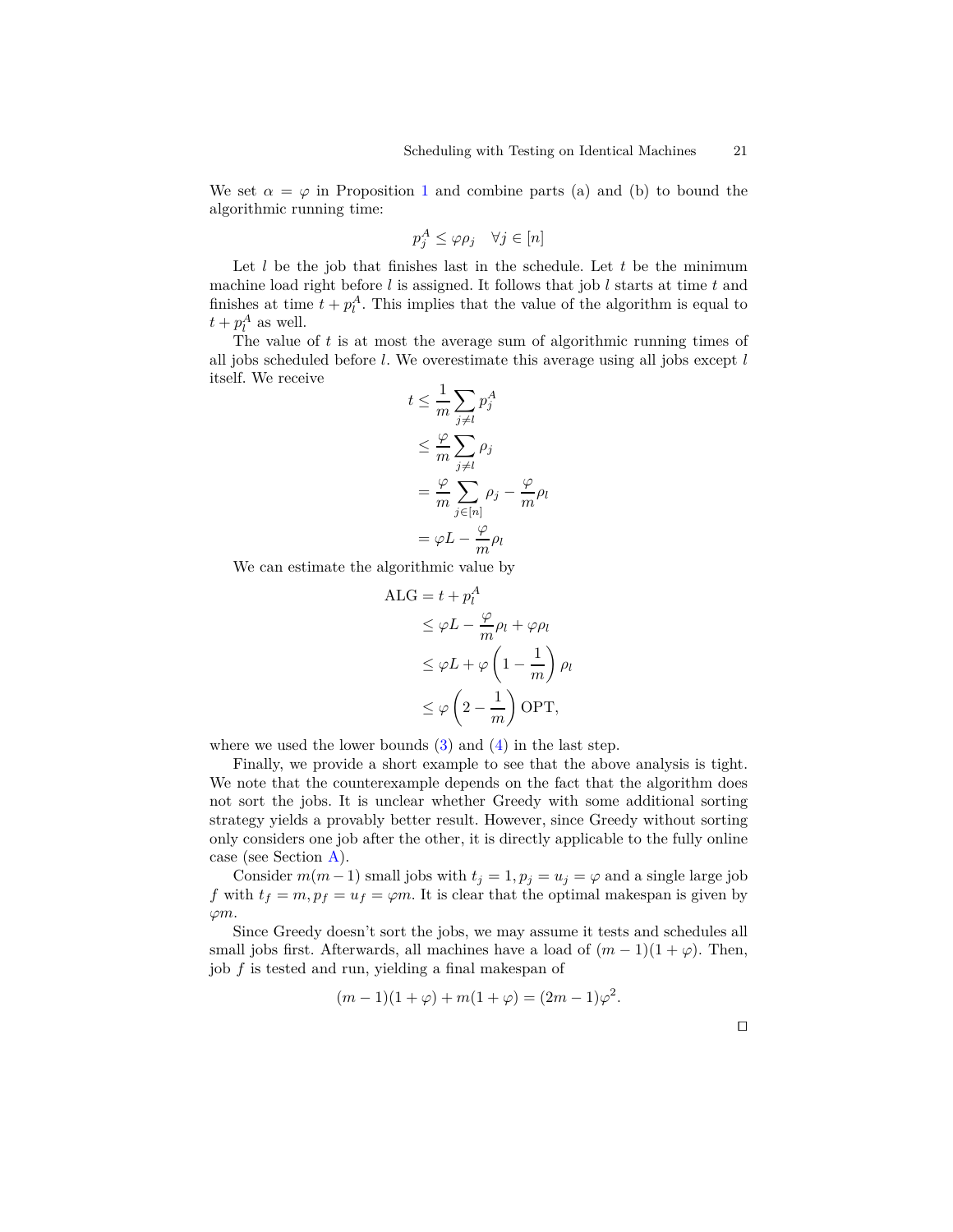We set $\alpha = \varphi$ in Proposition 1 and combine parts (a) and (b) to bound the algorithmic running time:

$$p_j^A \le \varphi \rho_j \quad \forall j \in [n]$$

Let $l$ be the job that finishes last in the schedule. Let $t$ be the minimum machine load right before $l$ is assigned. It follows that job $l$ starts at time $t$ and finishes at time $t + p_l^A$. This implies that the value of the algorithm is equal to $t + p_l^A$ as well.

The value of $t$ is at most the average sum of algorithmic running times of all jobs scheduled before $l$. We overestimate this average using all jobs except $l$ itself. We receive

$$\begin{aligned}
t &\le \frac{1}{m} \sum_{j \neq l} p_j^A \\
&\le \frac{\varphi}{m} \sum_{j \neq l} \rho_j \\
&= \frac{\varphi}{m} \sum_{j \in [n]} \rho_j - \frac{\varphi}{m} \rho_l \\
&= \varphi L - \frac{\varphi}{m} \rho_l
\end{aligned}$$

We can estimate the algorithmic value by

$$\begin{aligned}
\text{ALG} &= t + p_l^A \\
&\le \varphi L - \frac{\varphi}{m} \rho_l + \varphi \rho_l \\
&\le \varphi L + \varphi \left(1 - \frac{1}{m}\right) \rho_l \\
&\le \varphi \left(2 - \frac{1}{m}\right) \text{OPT},
\end{aligned}$$

where we used the lower bounds (3) and (4) in the last step.

Finally, we provide a short example to see that the above analysis is tight. We note that the counterexample depends on the fact that the algorithm does not sort the jobs. It is unclear whether Greedy with some additional sorting strategy yields a provably better result. However, since Greedy without sorting only considers one job after the other, it is directly applicable to the fully online case (see Section A).

Consider $m(m-1)$ small jobs with $t_j = 1, p_j = u_j = \varphi$ and a single large job $f$ with $t_f = m, p_f = u_f = \varphi m$. It is clear that the optimal makespan is given by $\varphi m$.

Since Greedy doesn't sort the jobs, we may assume it tests and schedules all small jobs first. Afterwards, all machines have a load of $(m-1)(1+\varphi)$. Then, job $f$ is tested and run, yielding a final makespan of

$$(m-1)(1+\varphi) + m(1+\varphi) = (2m-1)\varphi^2.$$

□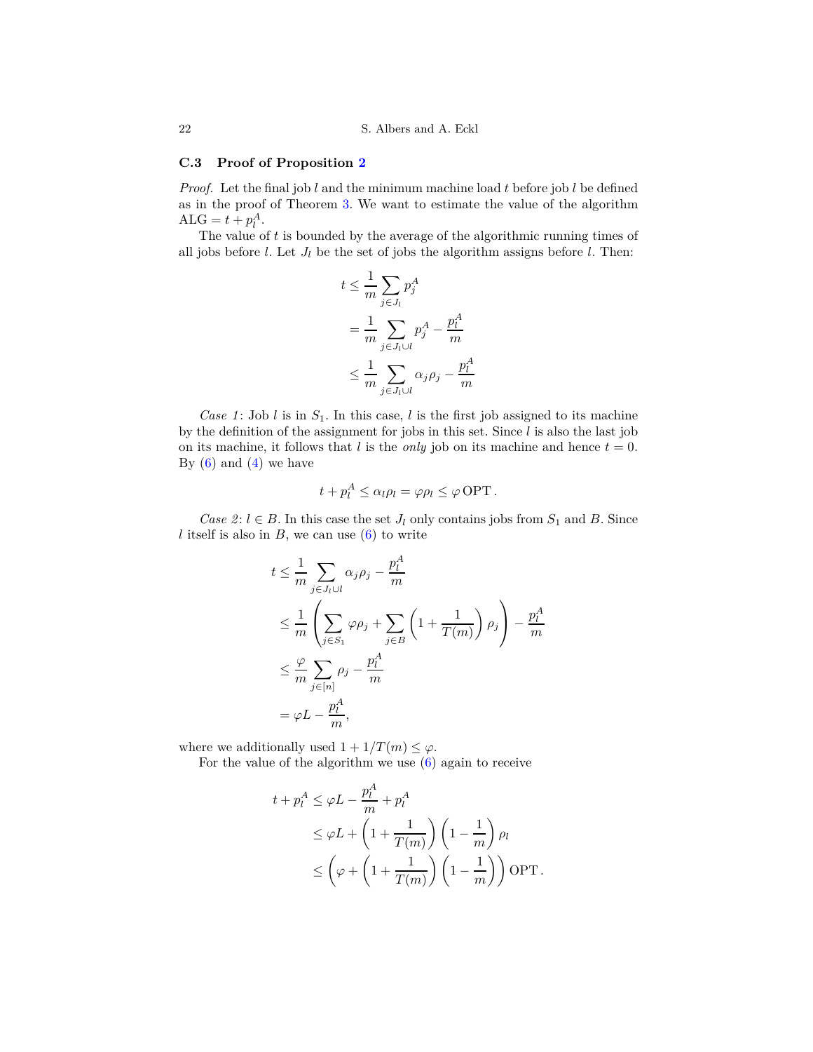### C.3 Proof of Proposition 2

*Proof.* Let the final job $l$ and the minimum machine load $t$ before job $l$ be defined as in the proof of Theorem 3. We want to estimate the value of the algorithm $\mathrm{ALG} = t + p_l^A$.

The value of $t$ is bounded by the average of the algorithmic running times of all jobs before $l$. Let $J_l$ be the set of jobs the algorithm assigns before $l$. Then:

$$
\begin{aligned}
t &\leq \frac{1}{m} \sum_{j \in J_l} p_j^A \\
&= \frac{1}{m} \sum_{j \in J_l \cup l} p_j^A - \frac{p_l^A}{m} \\
&\leq \frac{1}{m} \sum_{j \in J_l \cup l} \alpha_j \rho_j - \frac{p_l^A}{m}
\end{aligned}
$$

*Case 1*: Job $l$ is in $S_1$. In this case, $l$ is the first job assigned to its machine by the definition of the assignment for jobs in this set. Since $l$ is also the last job on its machine, it follows that $l$ is the *only* job on its machine and hence $t = 0$. By (6) and (4) we have

$$
t + p_l^A \leq \alpha_l \rho_l = \varphi \rho_l \leq \varphi \, \mathrm{OPT} \, .
$$

*Case 2*: $l \in B$. In this case the set $J_l$ only contains jobs from $S_1$ and $B$. Since $l$ itself is also in $B$, we can use (6) to write

$$
\begin{aligned}
t &\leq \frac{1}{m} \sum_{j \in J_l \cup l} \alpha_j \rho_j - \frac{p_l^A}{m} \\
&\leq \frac{1}{m} \left( \sum_{j \in S_1} \varphi \rho_j + \sum_{j \in B} \left(1 + \frac{1}{T(m)}\right) \rho_j \right) - \frac{p_l^A}{m} \\
&\leq \frac{\varphi}{m} \sum_{j \in [n]} \rho_j - \frac{p_l^A}{m} \\
&= \varphi L - \frac{p_l^A}{m},
\end{aligned}
$$

where we additionally used $1 + 1/T(m) \leq \varphi$.

For the value of the algorithm we use (6) again to receive

$$
\begin{aligned}
t + p_l^A &\leq \varphi L - \frac{p_l^A}{m} + p_l^A \\
&\leq \varphi L + \left(1 + \frac{1}{T(m)}\right)\left(1 - \frac{1}{m}\right) \rho_l \\
&\leq \left( \varphi + \left(1 + \frac{1}{T(m)}\right)\left(1 - \frac{1}{m}\right) \right) \mathrm{OPT} \, .
\end{aligned}
$$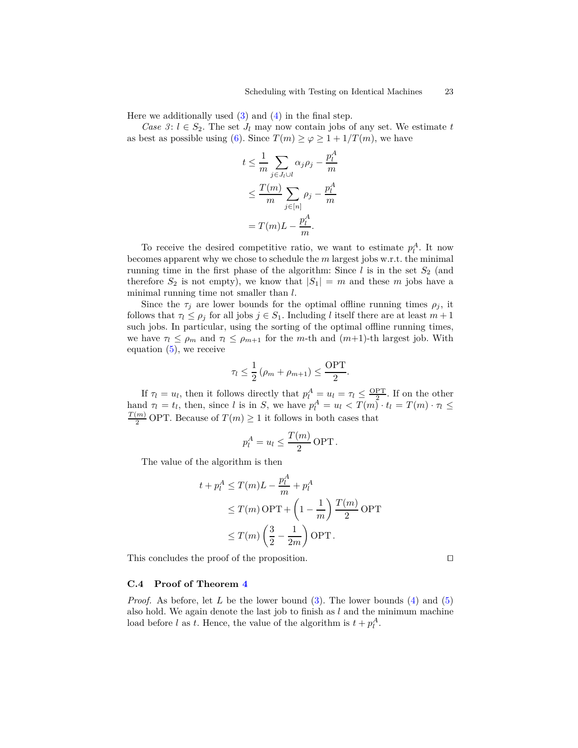Here we additionally used (3) and (4) in the final step.

*Case 3*: $l \in S_2$. The set $J_l$ may now contain jobs of any set. We estimate $t$ as best as possible using (6). Since $T(m) \geq \varphi \geq 1 + 1/T(m)$, we have

$$
\begin{aligned}
t &\leq \frac{1}{m} \sum_{j \in J_l \cup l} \alpha_j \rho_j - \frac{p_l^A}{m} \\
&\leq \frac{T(m)}{m} \sum_{j \in [n]} \rho_j - \frac{p_l^A}{m} \\
&= T(m) L - \frac{p_l^A}{m}.
\end{aligned}
$$

To receive the desired competitive ratio, we want to estimate $p_l^A$. It now becomes apparent why we chose to schedule the $m$ largest jobs w.r.t. the minimal running time in the first phase of the algorithm: Since $l$ is in the set $S_2$ (and therefore $S_2$ is not empty), we know that $|S_1| = m$ and these $m$ jobs have a minimal running time not smaller than $l$.

Since the $\tau_j$ are lower bounds for the optimal offline running times $\rho_j$, it follows that $\tau_l \leq \rho_j$ for all jobs $j \in S_1$. Including $l$ itself there are at least $m+1$ such jobs. In particular, using the sorting of the optimal offline running times, we have $\tau_l \leq \rho_m$ and $\tau_l \leq \rho_{m+1}$ for the $m$-th and $(m+1)$-th largest job. With equation (5), we receive

$$
\tau_l \leq \frac{1}{2} \left( \rho_m + \rho_{m+1} \right) \leq \frac{\mathrm{OPT}}{2}.
$$

If $\tau_l = u_l$, then it follows directly that $p_l^A = u_l = \tau_l \leq \frac{\mathrm{OPT}}{2}$. If on the other hand $\tau_l = t_l$, then, since $l$ is in $S$, we have $p_l^A = u_l < T(m) \cdot t_l = T(m) \cdot \tau_l \leq \frac{T(m)}{2} \mathrm{OPT}$. Because of $T(m) \geq 1$ it follows in both cases that

$$
p_l^A = u_l \leq \frac{T(m)}{2} \mathrm{OPT}\,.
$$

The value of the algorithm is then

$$
\begin{aligned}
t + p_l^A &\leq T(m) L - \frac{p_l^A}{m} + p_l^A \\
&\leq T(m) \,\mathrm{OPT} + \left(1 - \frac{1}{m}\right) \frac{T(m)}{2} \mathrm{OPT} \\
&\leq T(m) \left( \frac{3}{2} - \frac{1}{2m} \right) \mathrm{OPT}\,.
\end{aligned}
$$

This concludes the proof of the proposition. ◻

### C.4 Proof of Theorem 4

*Proof.* As before, let $L$ be the lower bound (3). The lower bounds (4) and (5) also hold. We again denote the last job to finish as $l$ and the minimum machine load before $l$ as $t$. Hence, the value of the algorithm is $t + p_l^A$.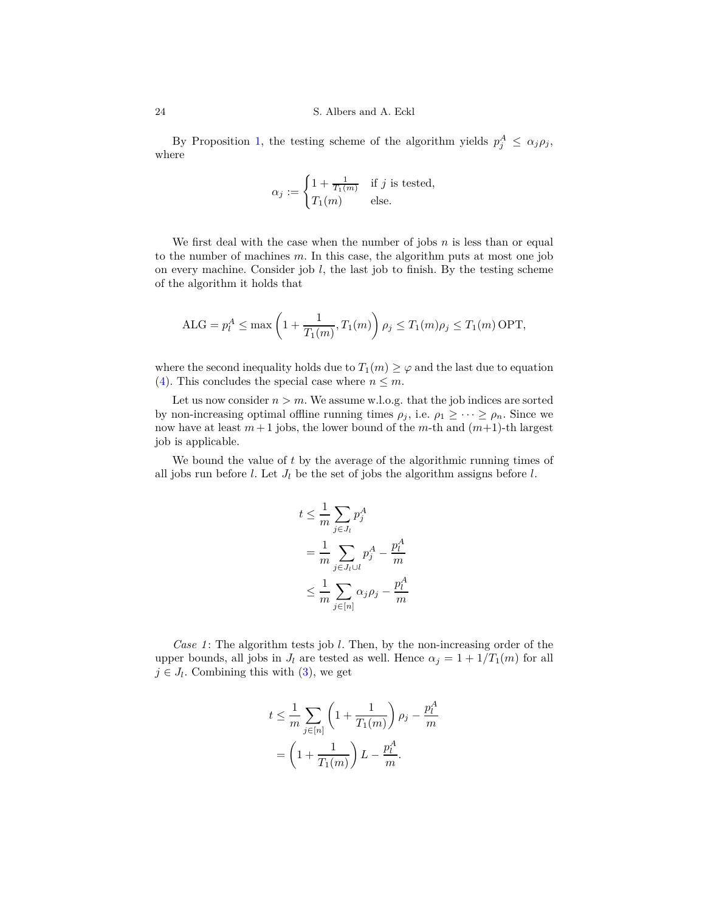By Proposition 1, the testing scheme of the algorithm yields $p_j^A \leq \alpha_j \rho_j$, where

$$\alpha_j := \begin{cases} 1 + \frac{1}{T_1(m)} & \text{if } j \text{ is tested,} \\ T_1(m) & \text{else.} \end{cases}$$

We first deal with the case when the number of jobs $n$ is less than or equal to the number of machines $m$. In this case, the algorithm puts at most one job on every machine. Consider job $l$, the last job to finish. By the testing scheme of the algorithm it holds that

$$\text{ALG} = p_l^A \leq \max\left(1 + \frac{1}{T_1(m)}, T_1(m)\right) \rho_j \leq T_1(m)\rho_j \leq T_1(m)\,\text{OPT},$$

where the second inequality holds due to $T_1(m) \geq \varphi$ and the last due to equation (4). This concludes the special case where $n \leq m$.

Let us now consider $n > m$. We assume w.l.o.g. that the job indices are sorted by non-increasing optimal offline running times $\rho_j$, i.e. $\rho_1 \geq \cdots \geq \rho_n$. Since we now have at least $m+1$ jobs, the lower bound of the $m$-th and $(m+1)$-th largest job is applicable.

We bound the value of $t$ by the average of the algorithmic running times of all jobs run before $l$. Let $J_l$ be the set of jobs the algorithm assigns before $l$.

$$\begin{aligned}
t &\leq \frac{1}{m} \sum_{j \in J_l} p_j^A \\
&= \frac{1}{m} \sum_{j \in J_l \cup l} p_j^A - \frac{p_l^A}{m} \\
&\leq \frac{1}{m} \sum_{j \in [n]} \alpha_j \rho_j - \frac{p_l^A}{m}
\end{aligned}$$

*Case 1*: The algorithm tests job $l$. Then, by the non-increasing order of the upper bounds, all jobs in $J_l$ are tested as well. Hence $\alpha_j = 1 + 1/T_1(m)$ for all $j \in J_l$. Combining this with (3), we get

$$\begin{aligned}
t &\leq \frac{1}{m} \sum_{j \in [n]} \left(1 + \frac{1}{T_1(m)}\right) \rho_j - \frac{p_l^A}{m} \\
&= \left(1 + \frac{1}{T_1(m)}\right) L - \frac{p_l^A}{m}.
\end{aligned}$$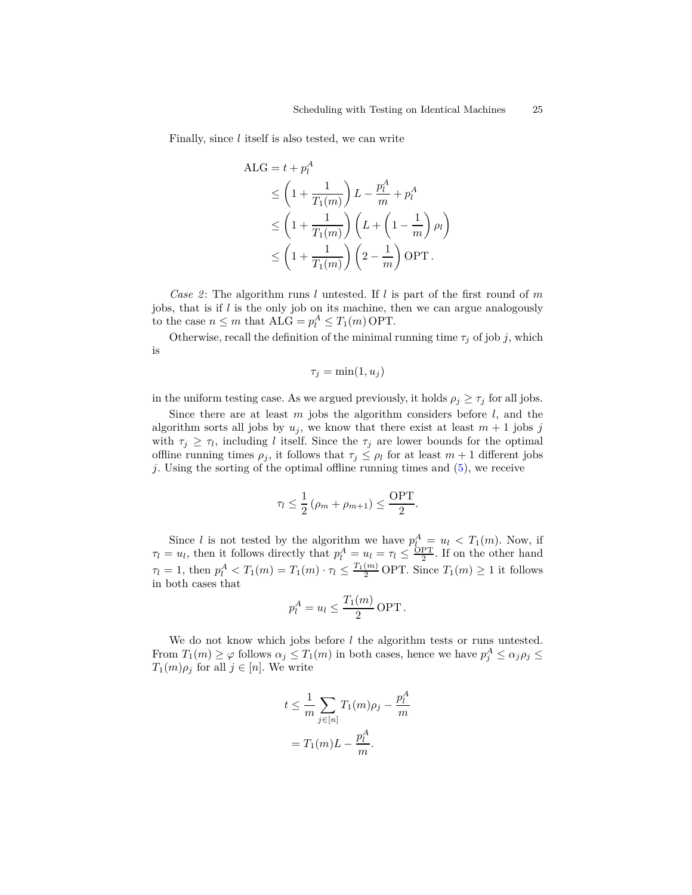Finally, since $l$ itself is also tested, we can write

$$
\begin{aligned}
\mathrm{ALG} &= t + p_l^A \\
&\leq \left(1 + \frac{1}{T_1(m)}\right) L - \frac{p_l^A}{m} + p_l^A \\
&\leq \left(1 + \frac{1}{T_1(m)}\right) \left(L + \left(1 - \frac{1}{m}\right) \rho_l\right) \\
&\leq \left(1 + \frac{1}{T_1(m)}\right) \left(2 - \frac{1}{m}\right) \mathrm{OPT}\,.
\end{aligned}
$$

*Case 2*: The algorithm runs $l$ untested. If $l$ is part of the first round of $m$ jobs, that is if $l$ is the only job on its machine, then we can argue analogously to the case $n \leq m$ that $\mathrm{ALG} = p_l^A \leq T_1(m)\,\mathrm{OPT}$.

Otherwise, recall the definition of the minimal running time $\tau_j$ of job $j$, which is

$$
\tau_j = \min(1, u_j)
$$

in the uniform testing case. As we argued previously, it holds $\rho_j \geq \tau_j$ for all jobs.

Since there are at least $m$ jobs the algorithm considers before $l$, and the algorithm sorts all jobs by $u_j$, we know that there exist at least $m+1$ jobs $j$ with $\tau_j \geq \tau_l$, including $l$ itself. Since the $\tau_j$ are lower bounds for the optimal offline running times $\rho_j$, it follows that $\tau_j \leq \rho_l$ for at least $m+1$ different jobs $j$. Using the sorting of the optimal offline running times and (5), we receive

$$
\tau_l \leq \frac{1}{2}\left(\rho_m + \rho_{m+1}\right) \leq \frac{\mathrm{OPT}}{2}.
$$

Since $l$ is not tested by the algorithm we have $p_l^A = u_l < T_1(m)$. Now, if $\tau_l = u_l$, then it follows directly that $p_l^A = u_l = \tau_l \leq \frac{\mathrm{OPT}}{2}$. If on the other hand $\tau_l = 1$, then $p_l^A < T_1(m) = T_1(m) \cdot \tau_l \leq \frac{T_1(m)}{2}\,\mathrm{OPT}$. Since $T_1(m) \geq 1$ it follows in both cases that

$$
p_l^A = u_l \leq \frac{T_1(m)}{2}\,\mathrm{OPT}\,.
$$

We do not know which jobs before $l$ the algorithm tests or runs untested. From $T_1(m) \geq \varphi$ follows $\alpha_j \leq T_1(m)$ in both cases, hence we have $p_j^A \leq \alpha_j \rho_j \leq T_1(m)\rho_j$ for all $j \in [n]$. We write

$$
\begin{aligned}
t &\leq \frac{1}{m} \sum_{j \in [n]} T_1(m)\rho_j - \frac{p_l^A}{m} \\
&= T_1(m) L - \frac{p_l^A}{m}.
\end{aligned}
$$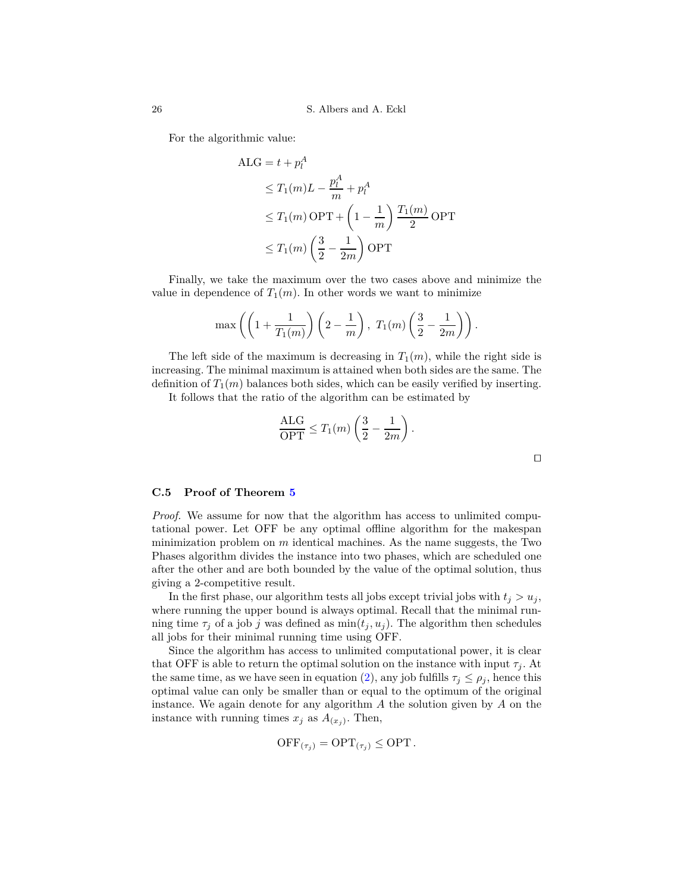For the algorithmic value:

$$
\begin{aligned}
\text{ALG} &= t + p_l^A \\
&\leq T_1(m)L - \frac{p_l^A}{m} + p_l^A \\
&\leq T_1(m)\,\text{OPT} + \left(1 - \frac{1}{m}\right)\frac{T_1(m)}{2}\,\text{OPT} \\
&\leq T_1(m)\left(\frac{3}{2} - \frac{1}{2m}\right)\text{OPT}
\end{aligned}
$$

Finally, we take the maximum over the two cases above and minimize the value in dependence of $T_1(m)$. In other words we want to minimize

$$
\max\left(\left(1 + \frac{1}{T_1(m)}\right)\left(2 - \frac{1}{m}\right),\ T_1(m)\left(\frac{3}{2} - \frac{1}{2m}\right)\right).
$$

The left side of the maximum is decreasing in $T_1(m)$, while the right side is increasing. The minimal maximum is attained when both sides are the same. The definition of $T_1(m)$ balances both sides, which can be easily verified by inserting.

It follows that the ratio of the algorithm can be estimated by

$$
\frac{\text{ALG}}{\text{OPT}} \leq T_1(m)\left(\frac{3}{2} - \frac{1}{2m}\right).
$$

□

### C.5 Proof of Theorem 5

*Proof.* We assume for now that the algorithm has access to unlimited computational power. Let OFF be any optimal offline algorithm for the makespan minimization problem on $m$ identical machines. As the name suggests, the Two Phases algorithm divides the instance into two phases, which are scheduled one after the other and are both bounded by the value of the optimal solution, thus giving a 2-competitive result.

In the first phase, our algorithm tests all jobs except trivial jobs with $t_j > u_j$, where running the upper bound is always optimal. Recall that the minimal running time $\tau_j$ of a job $j$ was defined as $\min(t_j, u_j)$. The algorithm then schedules all jobs for their minimal running time using OFF.

Since the algorithm has access to unlimited computational power, it is clear that OFF is able to return the optimal solution on the instance with input $\tau_j$. At the same time, as we have seen in equation (2), any job fulfills $\tau_j \leq \rho_j$, hence this optimal value can only be smaller than or equal to the optimum of the original instance. We again denote for any algorithm $A$ the solution given by $A$ on the instance with running times $x_j$ as $A_{(x_j)}$. Then,

$$
\text{OFF}_{(\tau_j)} = \text{OPT}_{(\tau_j)} \leq \text{OPT}.
$$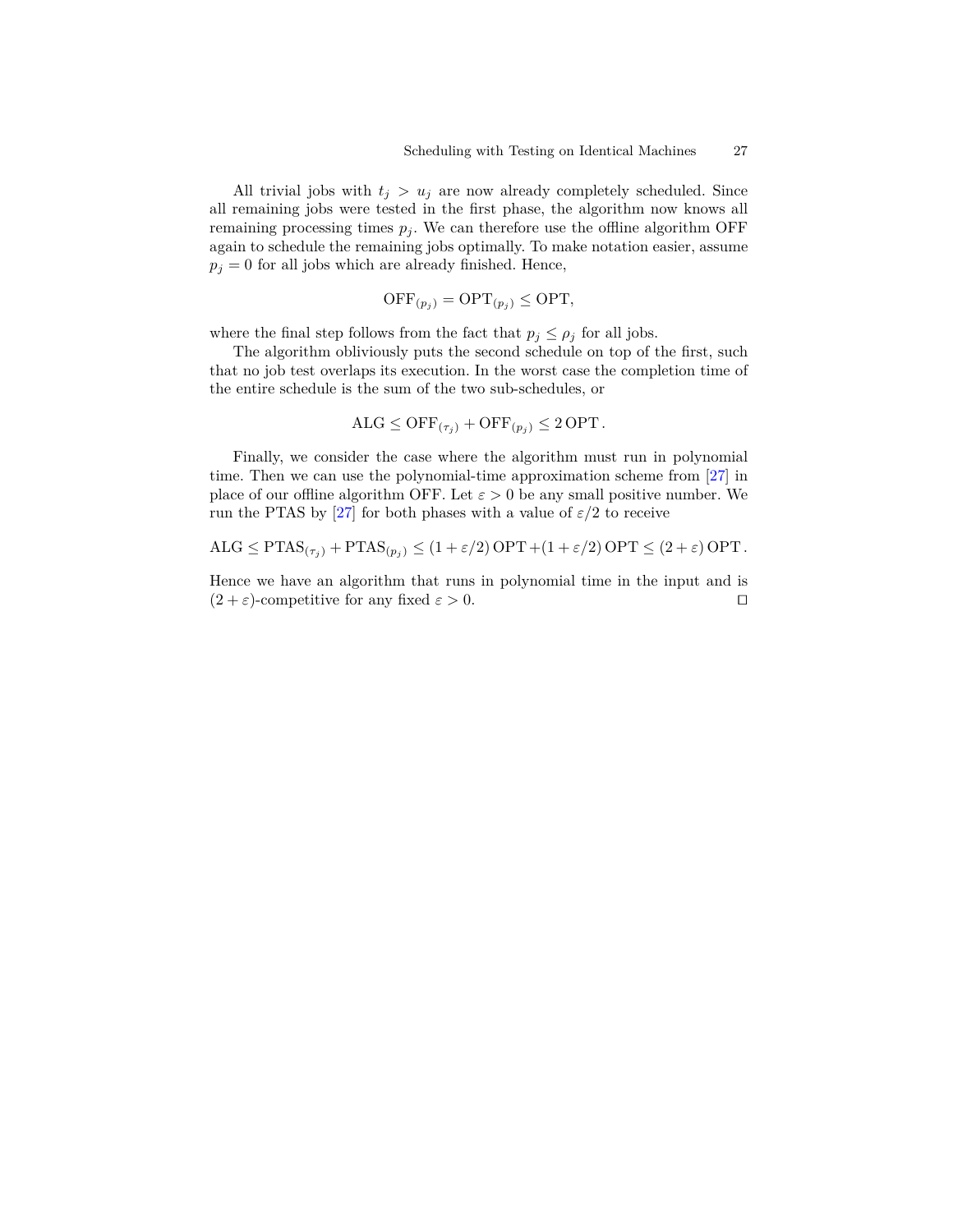All trivial jobs with $t_j > u_j$ are now already completely scheduled. Since all remaining jobs were tested in the first phase, the algorithm now knows all remaining processing times $p_j$. We can therefore use the offline algorithm OFF again to schedule the remaining jobs optimally. To make notation easier, assume $p_j = 0$ for all jobs which are already finished. Hence,

$$\mathrm{OFF}_{(p_j)} = \mathrm{OPT}_{(p_j)} \leq \mathrm{OPT},$$

where the final step follows from the fact that $p_j \leq \rho_j$ for all jobs.

The algorithm obliviously puts the second schedule on top of the first, such that no job test overlaps its execution. In the worst case the completion time of the entire schedule is the sum of the two sub-schedules, or

$$\mathrm{ALG} \leq \mathrm{OFF}_{(\tau_j)} + \mathrm{OFF}_{(p_j)} \leq 2\,\mathrm{OPT}\,.$$

Finally, we consider the case where the algorithm must run in polynomial time. Then we can use the polynomial-time approximation scheme from [27] in place of our offline algorithm OFF. Let $\varepsilon > 0$ be any small positive number. We run the PTAS by [27] for both phases with a value of $\varepsilon/2$ to receive

$$\mathrm{ALG} \leq \mathrm{PTAS}_{(\tau_j)} + \mathrm{PTAS}_{(p_j)} \leq (1+\varepsilon/2)\,\mathrm{OPT} + (1+\varepsilon/2)\,\mathrm{OPT} \leq (2+\varepsilon)\,\mathrm{OPT}\,.$$

Hence we have an algorithm that runs in polynomial time in the input and is $(2+\varepsilon)$-competitive for any fixed $\varepsilon > 0$. ☐